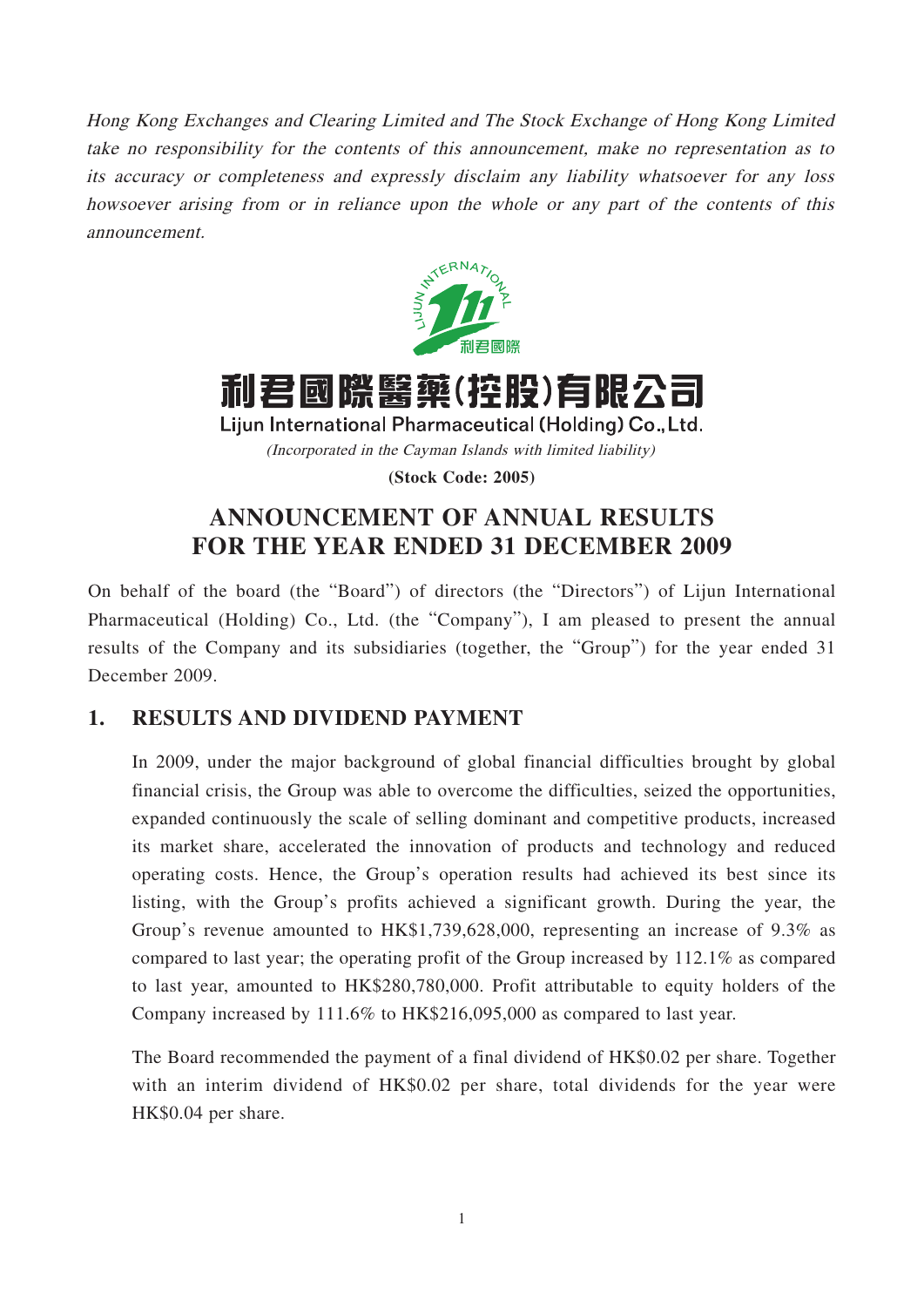*Hong Kong Exchanges and Clearing Limited and The Stock Exchange of Hong Kong Limited take no responsibility for the contents of this announcement, make no representation as to its accuracy or completeness and expressly disclaim any liability whatsoever for any loss howsoever arising from or in reliance upon the whole or any part of the contents of this announcement.*

# 利君國際醫藥(控股)有限公司

**Lijun International Pharmaceutical (Holding) Co., Ltd.**

*(Incorporated in the Cayman Islands with limited liability)*

**(Stock Code: 2005)**

# ANNOUNCEMENT OF ANNUAL RESULTS FOR THE YEAR ENDED 31 DECEMBER 2009

On behalf of the board (the "Board") of directors (the "Directors") of Lijun International Pharmaceutical (Holding) Co., Ltd. (the "Company"), I am pleased to present the annual results of the Company and its subsidiaries (together, the "Group") for the year ended 31 December 2009.

## 1. RESULTS AND DIVIDEND PAYMENT

In 2009, under the major background of global financial difficulties brought by global financial crisis, the Group was able to overcome the difficulties, seized the opportunities, expanded continuously the scale of selling dominant and competitive products, increased its market share, accelerated the innovation of products and technology and reduced operating costs. Hence, the Group's operation results had achieved its best since its listing, with the Group's profits achieved a significant growth. During the year, the Group's revenue amounted to HK$1,739,628,000, representing an increase of 9.3% as compared to last year; the operating profit of the Group increased by 112.1% as compared to last year, amounted to HK$280,780,000. Profit attributable to equity holders of the Company increased by 111.6% to HK$216,095,000 as compared to last year.

The Board recommended the payment of a final dividend of HK$0.02 per share. Together with an interim dividend of HK$0.02 per share, total dividends for the year were HK$0.04 per share.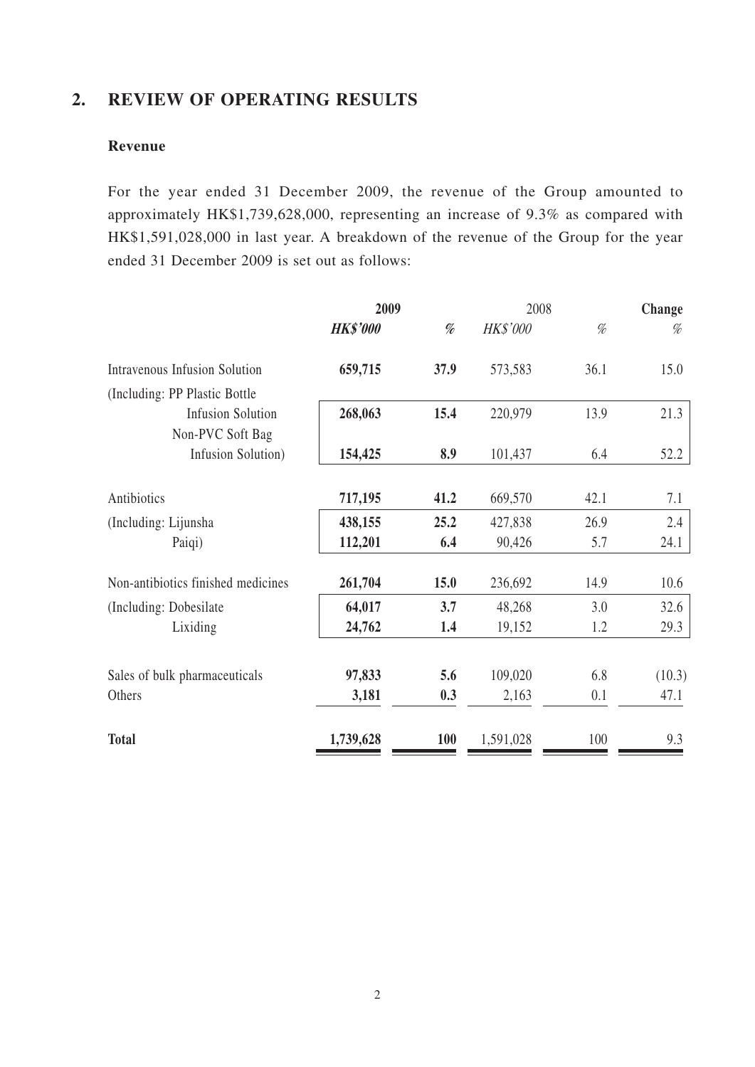## 2. REVIEW OF OPERATING RESULTS

### Revenue

For the year ended 31 December 2009, the revenue of the Group amounted to approximately HK$1,739,628,000, representing an increase of 9.3% as compared with HK$1,591,028,000 in last year. A breakdown of the revenue of the Group for the year ended 31 December 2009 is set out as follows:

| | **2009** | | 2008 | | **Change** |
|---|---|---|---|---|---|
| | ***HK$'000*** | *%* | *HK$'000* | *%* | *%* |
| Intravenous Infusion Solution | **659,715** | **37.9** | 573,583 | 36.1 | 15.0 |
| (Including: PP Plastic Bottle Infusion Solution | **268,063** | **15.4** | 220,979 | 13.9 | 21.3 |
| Non-PVC Soft Bag Infusion Solution) | **154,425** | **8.9** | 101,437 | 6.4 | 52.2 |
| Antibiotics | **717,195** | **41.2** | 669,570 | 42.1 | 7.1 |
| (Including: Lijunsha | **438,155** | **25.2** | 427,838 | 26.9 | 2.4 |
| Paiqi) | **112,201** | **6.4** | 90,426 | 5.7 | 24.1 |
| Non-antibiotics finished medicines | **261,704** | **15.0** | 236,692 | 14.9 | 10.6 |
| (Including: Dobesilate | **64,017** | **3.7** | 48,268 | 3.0 | 32.6 |
| Lixiding | **24,762** | **1.4** | 19,152 | 1.2 | 29.3 |
| Sales of bulk pharmaceuticals | **97,833** | **5.6** | 109,020 | 6.8 | (10.3) |
| Others | **3,181** | **0.3** | 2,163 | 0.1 | 47.1 |
| **Total** | **1,739,628** | **100** | 1,591,028 | 100 | 9.3 |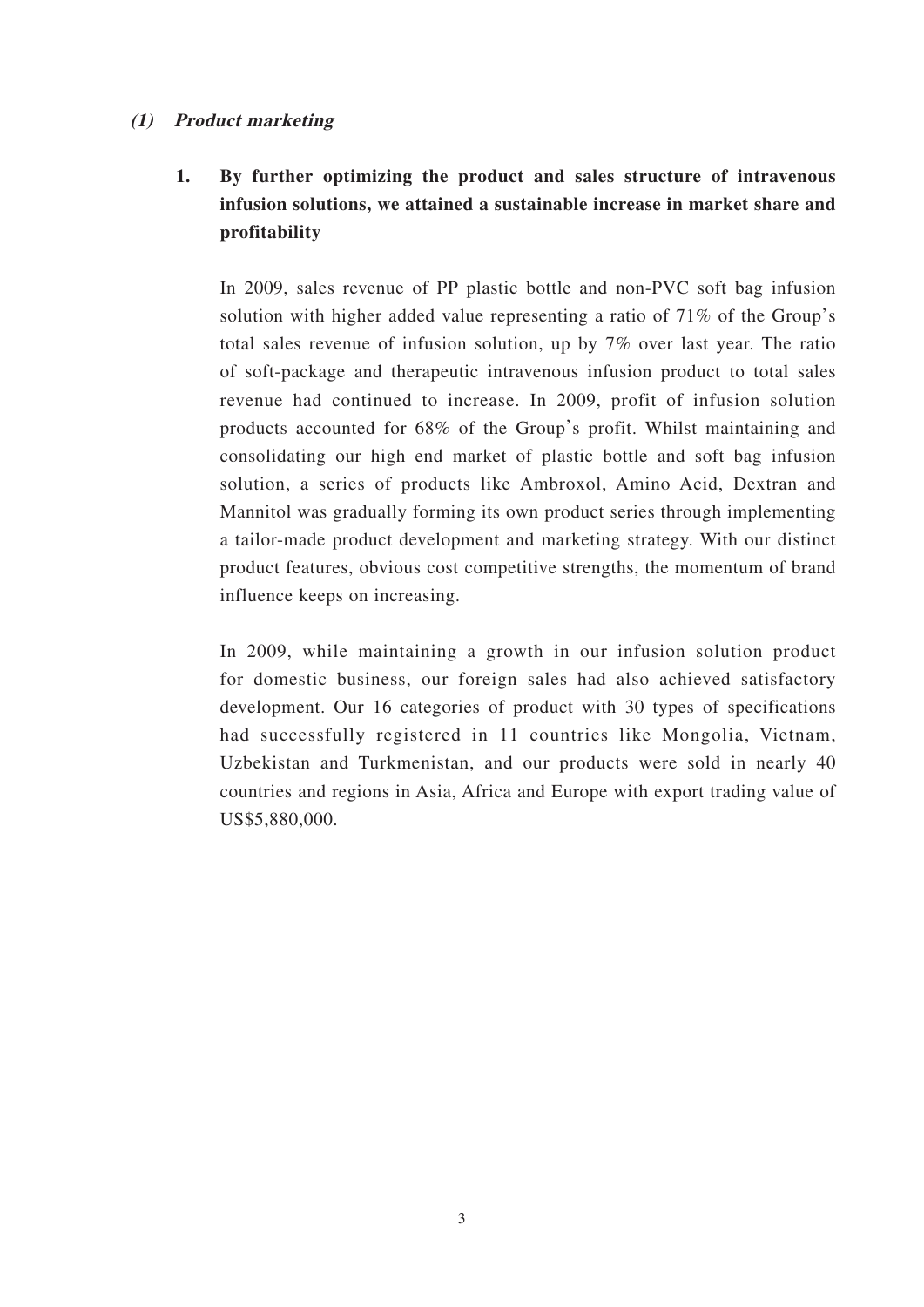### *(1) Product marketing*

**1. By further optimizing the product and sales structure of intravenous infusion solutions, we attained a sustainable increase in market share and profitability**

In 2009, sales revenue of PP plastic bottle and non-PVC soft bag infusion solution with higher added value representing a ratio of 71% of the Group's total sales revenue of infusion solution, up by 7% over last year. The ratio of soft-package and therapeutic intravenous infusion product to total sales revenue had continued to increase. In 2009, profit of infusion solution products accounted for 68% of the Group's profit. Whilst maintaining and consolidating our high end market of plastic bottle and soft bag infusion solution, a series of products like Ambroxol, Amino Acid, Dextran and Mannitol was gradually forming its own product series through implementing a tailor-made product development and marketing strategy. With our distinct product features, obvious cost competitive strengths, the momentum of brand influence keeps on increasing.

In 2009, while maintaining a growth in our infusion solution product for domestic business, our foreign sales had also achieved satisfactory development. Our 16 categories of product with 30 types of specifications had successfully registered in 11 countries like Mongolia, Vietnam, Uzbekistan and Turkmenistan, and our products were sold in nearly 40 countries and regions in Asia, Africa and Europe with export trading value of US$5,880,000.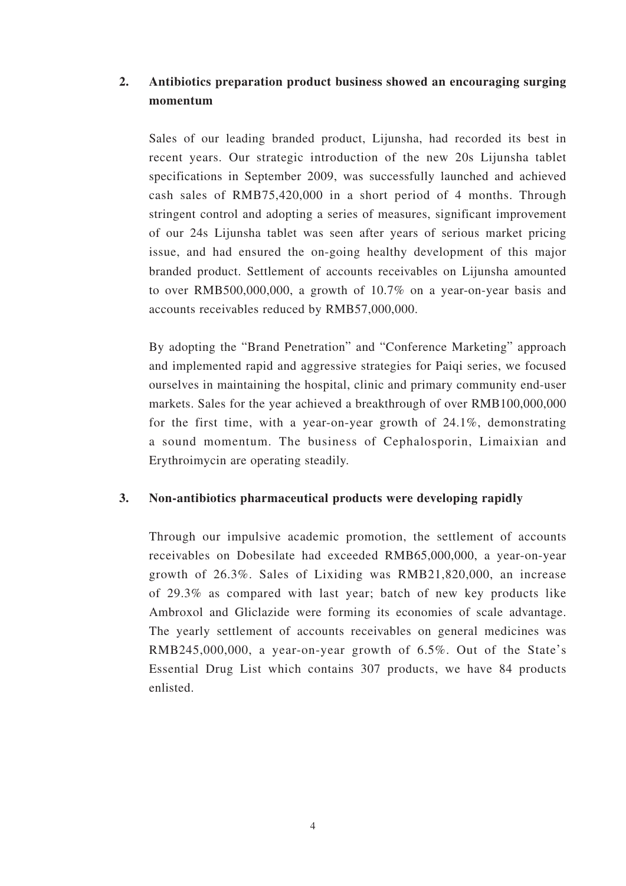**2. Antibiotics preparation product business showed an encouraging surging momentum**

Sales of our leading branded product, Lijunsha, had recorded its best in recent years. Our strategic introduction of the new 20s Lijunsha tablet specifications in September 2009, was successfully launched and achieved cash sales of RMB75,420,000 in a short period of 4 months. Through stringent control and adopting a series of measures, significant improvement of our 24s Lijunsha tablet was seen after years of serious market pricing issue, and had ensured the on-going healthy development of this major branded product. Settlement of accounts receivables on Lijunsha amounted to over RMB500,000,000, a growth of 10.7% on a year-on-year basis and accounts receivables reduced by RMB57,000,000.

By adopting the "Brand Penetration" and "Conference Marketing" approach and implemented rapid and aggressive strategies for Paiqi series, we focused ourselves in maintaining the hospital, clinic and primary community end-user markets. Sales for the year achieved a breakthrough of over RMB100,000,000 for the first time, with a year-on-year growth of 24.1%, demonstrating a sound momentum. The business of Cephalosporin, Limaixian and Erythroimycin are operating steadily.

**3. Non-antibiotics pharmaceutical products were developing rapidly**

Through our impulsive academic promotion, the settlement of accounts receivables on Dobesilate had exceeded RMB65,000,000, a year-on-year growth of 26.3%. Sales of Lixiding was RMB21,820,000, an increase of 29.3% as compared with last year; batch of new key products like Ambroxol and Gliclazide were forming its economies of scale advantage. The yearly settlement of accounts receivables on general medicines was RMB245,000,000, a year-on-year growth of 6.5%. Out of the State's Essential Drug List which contains 307 products, we have 84 products enlisted.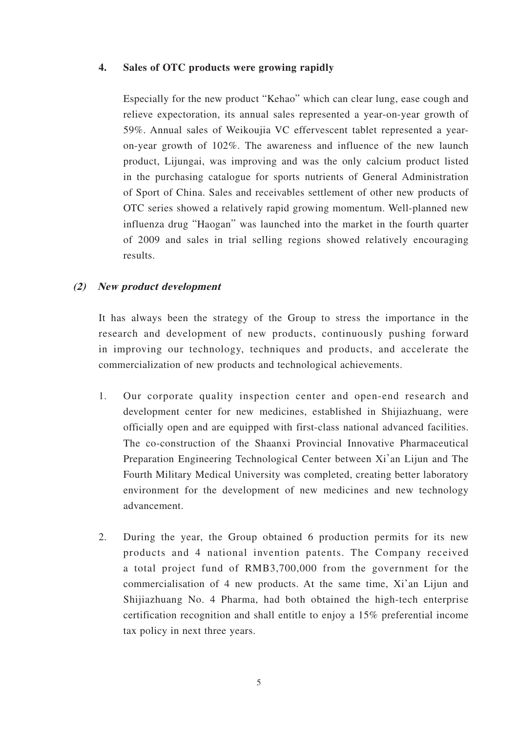**4. Sales of OTC products were growing rapidly**

Especially for the new product "Kehao" which can clear lung, ease cough and relieve expectoration, its annual sales represented a year-on-year growth of 59%. Annual sales of Weikoujia VC effervescent tablet represented a year-on-year growth of 102%. The awareness and influence of the new launch product, Lijungai, was improving and was the only calcium product listed in the purchasing catalogue for sports nutrients of General Administration of Sport of China. Sales and receivables settlement of other new products of OTC series showed a relatively rapid growing momentum. Well-planned new influenza drug "Haogan" was launched into the market in the fourth quarter of 2009 and sales in trial selling regions showed relatively encouraging results.

***(2) New product development***

It has always been the strategy of the Group to stress the importance in the research and development of new products, continuously pushing forward in improving our technology, techniques and products, and accelerate the commercialization of new products and technological achievements.

1. Our corporate quality inspection center and open-end research and development center for new medicines, established in Shijiazhuang, were officially open and are equipped with first-class national advanced facilities. The co-construction of the Shaanxi Provincial Innovative Pharmaceutical Preparation Engineering Technological Center between Xi'an Lijun and The Fourth Military Medical University was completed, creating better laboratory environment for the development of new medicines and new technology advancement.

2. During the year, the Group obtained 6 production permits for its new products and 4 national invention patents. The Company received a total project fund of RMB3,700,000 from the government for the commercialisation of 4 new products. At the same time, Xi'an Lijun and Shijiazhuang No. 4 Pharma, had both obtained the high-tech enterprise certification recognition and shall entitle to enjoy a 15% preferential income tax policy in next three years.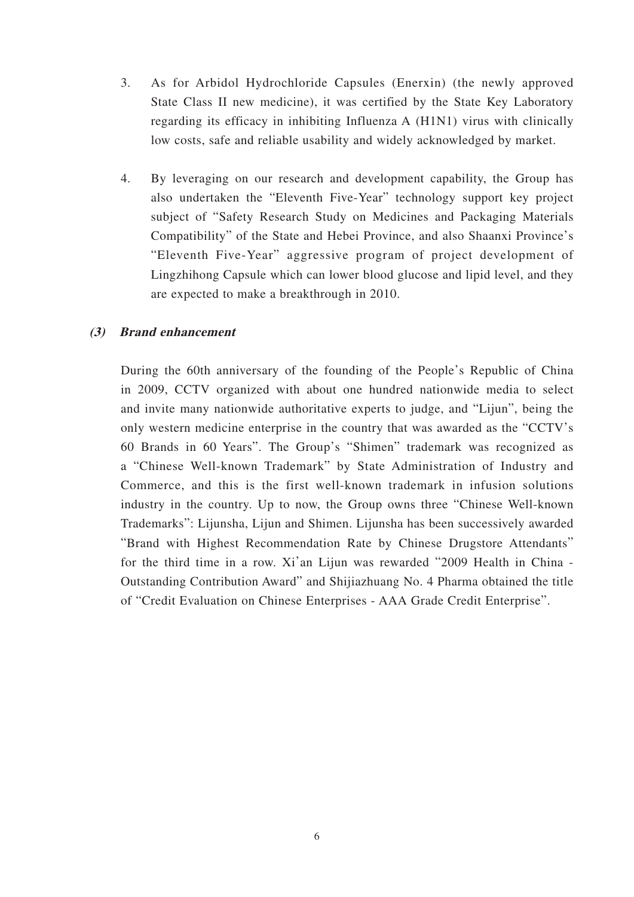3. As for Arbidol Hydrochloride Capsules (Enerxin) (the newly approved State Class II new medicine), it was certified by the State Key Laboratory regarding its efficacy in inhibiting Influenza A (H1N1) virus with clinically low costs, safe and reliable usability and widely acknowledged by market.

4. By leveraging on our research and development capability, the Group has also undertaken the "Eleventh Five-Year" technology support key project subject of "Safety Research Study on Medicines and Packaging Materials Compatibility" of the State and Hebei Province, and also Shaanxi Province's "Eleventh Five-Year" aggressive program of project development of Lingzhihong Capsule which can lower blood glucose and lipid level, and they are expected to make a breakthrough in 2010.

***(3) Brand enhancement***

During the 60th anniversary of the founding of the People's Republic of China in 2009, CCTV organized with about one hundred nationwide media to select and invite many nationwide authoritative experts to judge, and "Lijun", being the only western medicine enterprise in the country that was awarded as the "CCTV's 60 Brands in 60 Years". The Group's "Shimen" trademark was recognized as a "Chinese Well-known Trademark" by State Administration of Industry and Commerce, and this is the first well-known trademark in infusion solutions industry in the country. Up to now, the Group owns three "Chinese Well-known Trademarks": Lijunsha, Lijun and Shimen. Lijunsha has been successively awarded "Brand with Highest Recommendation Rate by Chinese Drugstore Attendants" for the third time in a row. Xi'an Lijun was rewarded "2009 Health in China - Outstanding Contribution Award" and Shijiazhuang No. 4 Pharma obtained the title of "Credit Evaluation on Chinese Enterprises - AAA Grade Credit Enterprise".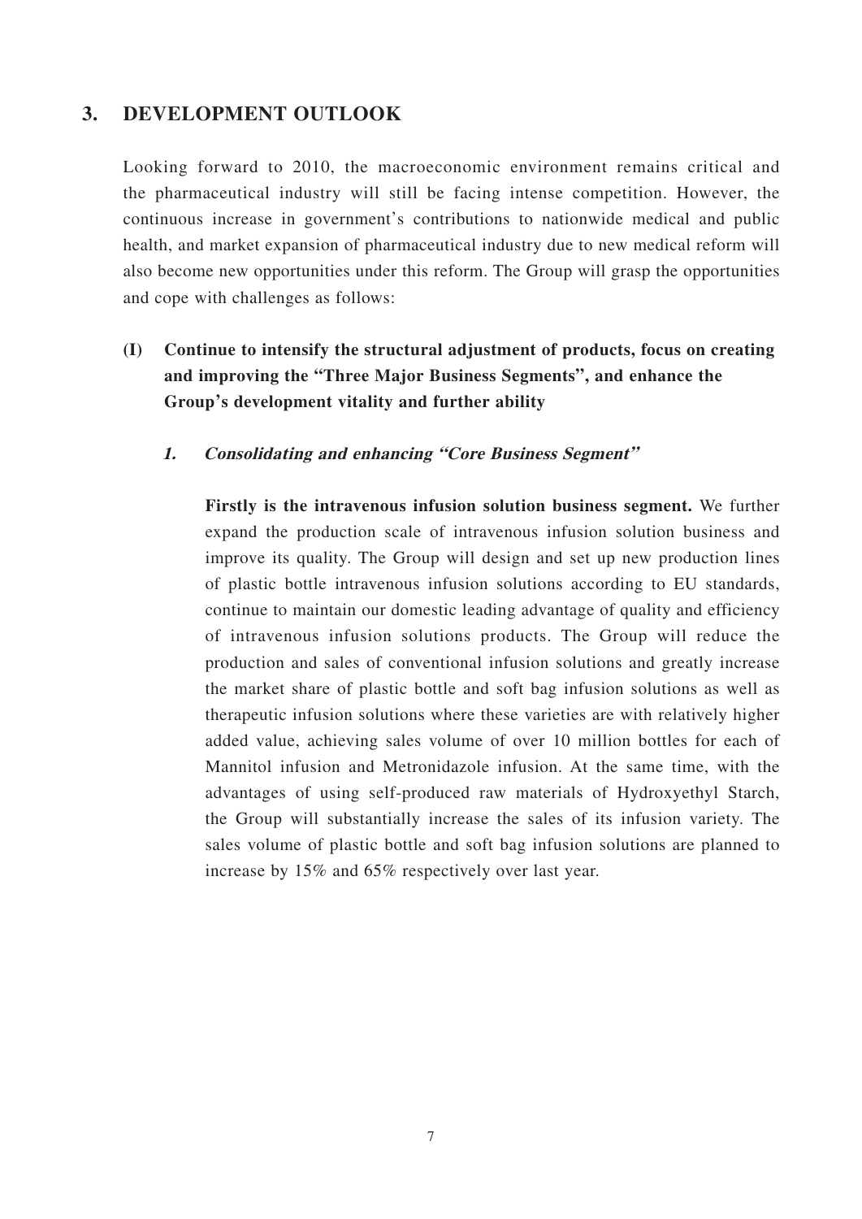## 3. DEVELOPMENT OUTLOOK

Looking forward to 2010, the macroeconomic environment remains critical and the pharmaceutical industry will still be facing intense competition. However, the continuous increase in government's contributions to nationwide medical and public health, and market expansion of pharmaceutical industry due to new medical reform will also become new opportunities under this reform. The Group will grasp the opportunities and cope with challenges as follows:

### (I) Continue to intensify the structural adjustment of products, focus on creating and improving the "Three Major Business Segments", and enhance the Group's development vitality and further ability

#### *1. Consolidating and enhancing "Core Business Segment"*

**Firstly is the intravenous infusion solution business segment.** We further expand the production scale of intravenous infusion solution business and improve its quality. The Group will design and set up new production lines of plastic bottle intravenous infusion solutions according to EU standards, continue to maintain our domestic leading advantage of quality and efficiency of intravenous infusion solutions products. The Group will reduce the production and sales of conventional infusion solutions and greatly increase the market share of plastic bottle and soft bag infusion solutions as well as therapeutic infusion solutions where these varieties are with relatively higher added value, achieving sales volume of over 10 million bottles for each of Mannitol infusion and Metronidazole infusion. At the same time, with the advantages of using self-produced raw materials of Hydroxyethyl Starch, the Group will substantially increase the sales of its infusion variety. The sales volume of plastic bottle and soft bag infusion solutions are planned to increase by 15% and 65% respectively over last year.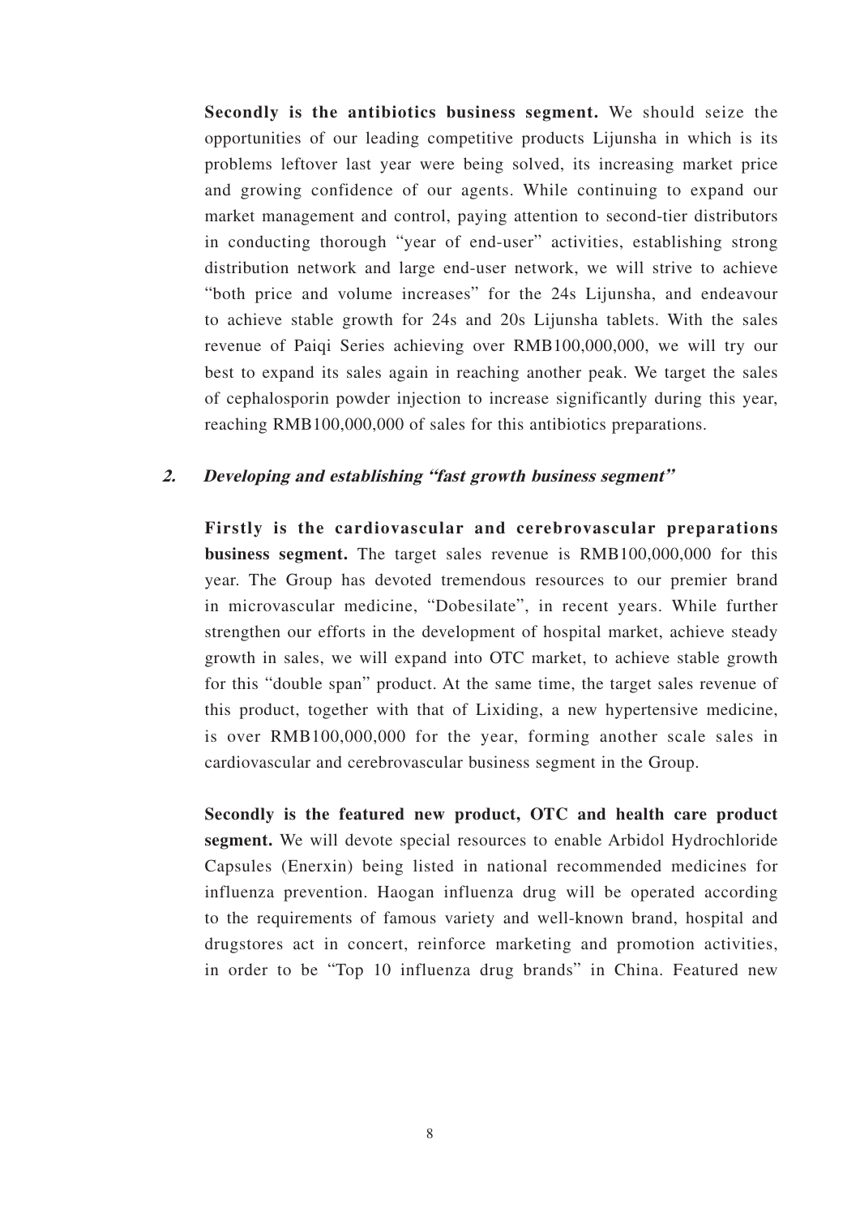**Secondly is the antibiotics business segment.** We should seize the opportunities of our leading competitive products Lijunsha in which is its problems leftover last year were being solved, its increasing market price and growing confidence of our agents. While continuing to expand our market management and control, paying attention to second-tier distributors in conducting thorough "year of end-user" activities, establishing strong distribution network and large end-user network, we will strive to achieve "both price and volume increases" for the 24s Lijunsha, and endeavour to achieve stable growth for 24s and 20s Lijunsha tablets. With the sales revenue of Paiqi Series achieving over RMB100,000,000, we will try our best to expand its sales again in reaching another peak. We target the sales of cephalosporin powder injection to increase significantly during this year, reaching RMB100,000,000 of sales for this antibiotics preparations.

***2. Developing and establishing "fast growth business segment"***

**Firstly is the cardiovascular and cerebrovascular preparations business segment.** The target sales revenue is RMB100,000,000 for this year. The Group has devoted tremendous resources to our premier brand in microvascular medicine, "Dobesilate", in recent years. While further strengthen our efforts in the development of hospital market, achieve steady growth in sales, we will expand into OTC market, to achieve stable growth for this "double span" product. At the same time, the target sales revenue of this product, together with that of Lixiding, a new hypertensive medicine, is over RMB100,000,000 for the year, forming another scale sales in cardiovascular and cerebrovascular business segment in the Group.

**Secondly is the featured new product, OTC and health care product segment.** We will devote special resources to enable Arbidol Hydrochloride Capsules (Enerxin) being listed in national recommended medicines for influenza prevention. Haogan influenza drug will be operated according to the requirements of famous variety and well-known brand, hospital and drugstores act in concert, reinforce marketing and promotion activities, in order to be "Top 10 influenza drug brands" in China. Featured new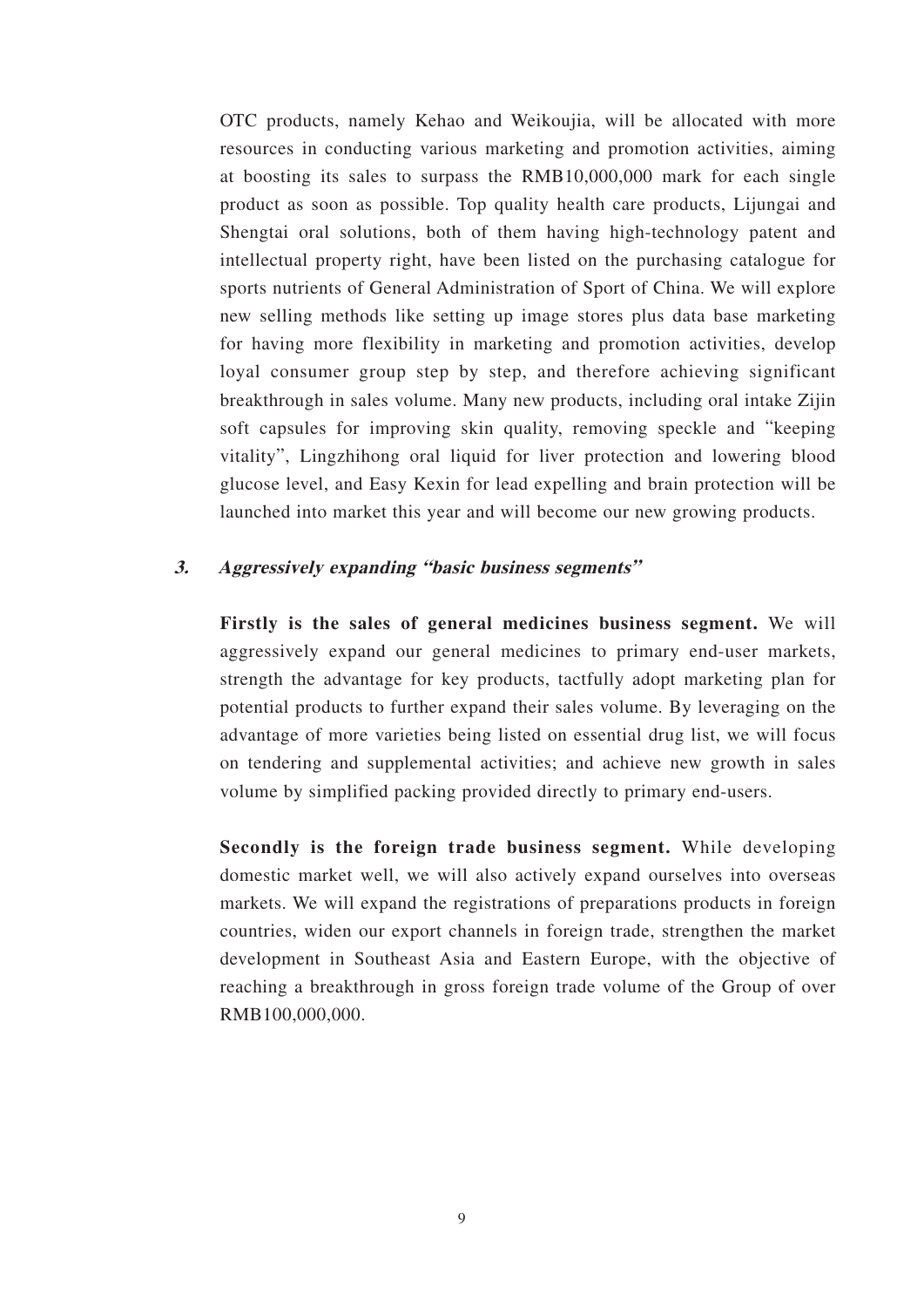OTC products, namely Kehao and Weikoujia, will be allocated with more resources in conducting various marketing and promotion activities, aiming at boosting its sales to surpass the RMB10,000,000 mark for each single product as soon as possible. Top quality health care products, Lijungai and Shengtai oral solutions, both of them having high-technology patent and intellectual property right, have been listed on the purchasing catalogue for sports nutrients of General Administration of Sport of China. We will explore new selling methods like setting up image stores plus data base marketing for having more flexibility in marketing and promotion activities, develop loyal consumer group step by step, and therefore achieving significant breakthrough in sales volume. Many new products, including oral intake Zijin soft capsules for improving skin quality, removing speckle and "keeping vitality", Lingzhihong oral liquid for liver protection and lowering blood glucose level, and Easy Kexin for lead expelling and brain protection will be launched into market this year and will become our new growing products.

### ***3. Aggressively expanding "basic business segments"***

**Firstly is the sales of general medicines business segment.** We will aggressively expand our general medicines to primary end-user markets, strength the advantage for key products, tactfully adopt marketing plan for potential products to further expand their sales volume. By leveraging on the advantage of more varieties being listed on essential drug list, we will focus on tendering and supplemental activities; and achieve new growth in sales volume by simplified packing provided directly to primary end-users.

**Secondly is the foreign trade business segment.** While developing domestic market well, we will also actively expand ourselves into overseas markets. We will expand the registrations of preparations products in foreign countries, widen our export channels in foreign trade, strengthen the market development in Southeast Asia and Eastern Europe, with the objective of reaching a breakthrough in gross foreign trade volume of the Group of over RMB100,000,000.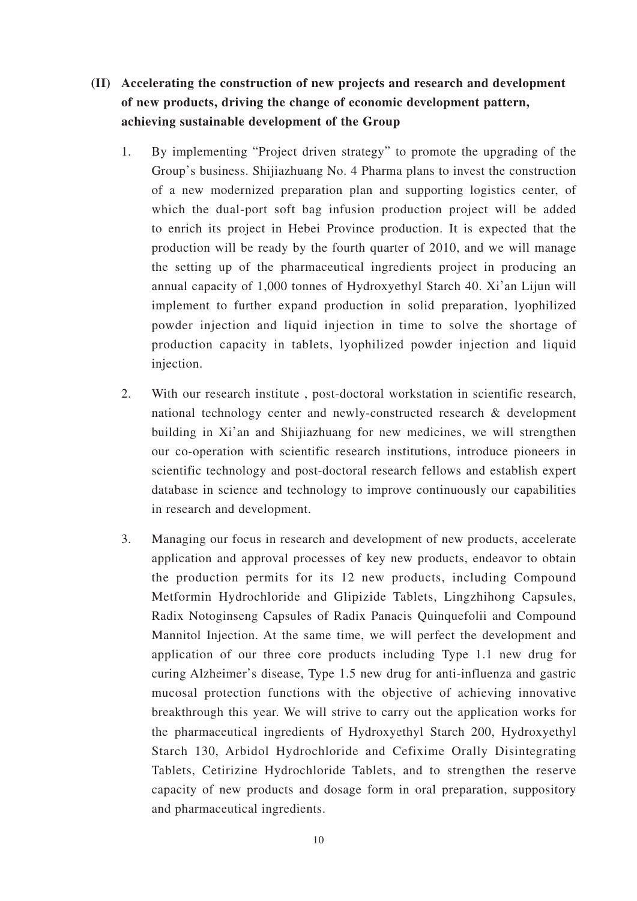**(II) Accelerating the construction of new projects and research and development of new products, driving the change of economic development pattern, achieving sustainable development of the Group**

1. By implementing "Project driven strategy" to promote the upgrading of the Group's business. Shijiazhuang No. 4 Pharma plans to invest the construction of a new modernized preparation plan and supporting logistics center, of which the dual-port soft bag infusion production project will be added to enrich its project in Hebei Province production. It is expected that the production will be ready by the fourth quarter of 2010, and we will manage the setting up of the pharmaceutical ingredients project in producing an annual capacity of 1,000 tonnes of Hydroxyethyl Starch 40. Xi'an Lijun will implement to further expand production in solid preparation, lyophilized powder injection and liquid injection in time to solve the shortage of production capacity in tablets, lyophilized powder injection and liquid injection.

2. With our research institute , post-doctoral workstation in scientific research, national technology center and newly-constructed research & development building in Xi'an and Shijiazhuang for new medicines, we will strengthen our co-operation with scientific research institutions, introduce pioneers in scientific technology and post-doctoral research fellows and establish expert database in science and technology to improve continuously our capabilities in research and development.

3. Managing our focus in research and development of new products, accelerate application and approval processes of key new products, endeavor to obtain the production permits for its 12 new products, including Compound Metformin Hydrochloride and Glipizide Tablets, Lingzhihong Capsules, Radix Notoginseng Capsules of Radix Panacis Quinquefolii and Compound Mannitol Injection. At the same time, we will perfect the development and application of our three core products including Type 1.1 new drug for curing Alzheimer's disease, Type 1.5 new drug for anti-influenza and gastric mucosal protection functions with the objective of achieving innovative breakthrough this year. We will strive to carry out the application works for the pharmaceutical ingredients of Hydroxyethyl Starch 200, Hydroxyethyl Starch 130, Arbidol Hydrochloride and Cefixime Orally Disintegrating Tablets, Cetirizine Hydrochloride Tablets, and to strengthen the reserve capacity of new products and dosage form in oral preparation, suppository and pharmaceutical ingredients.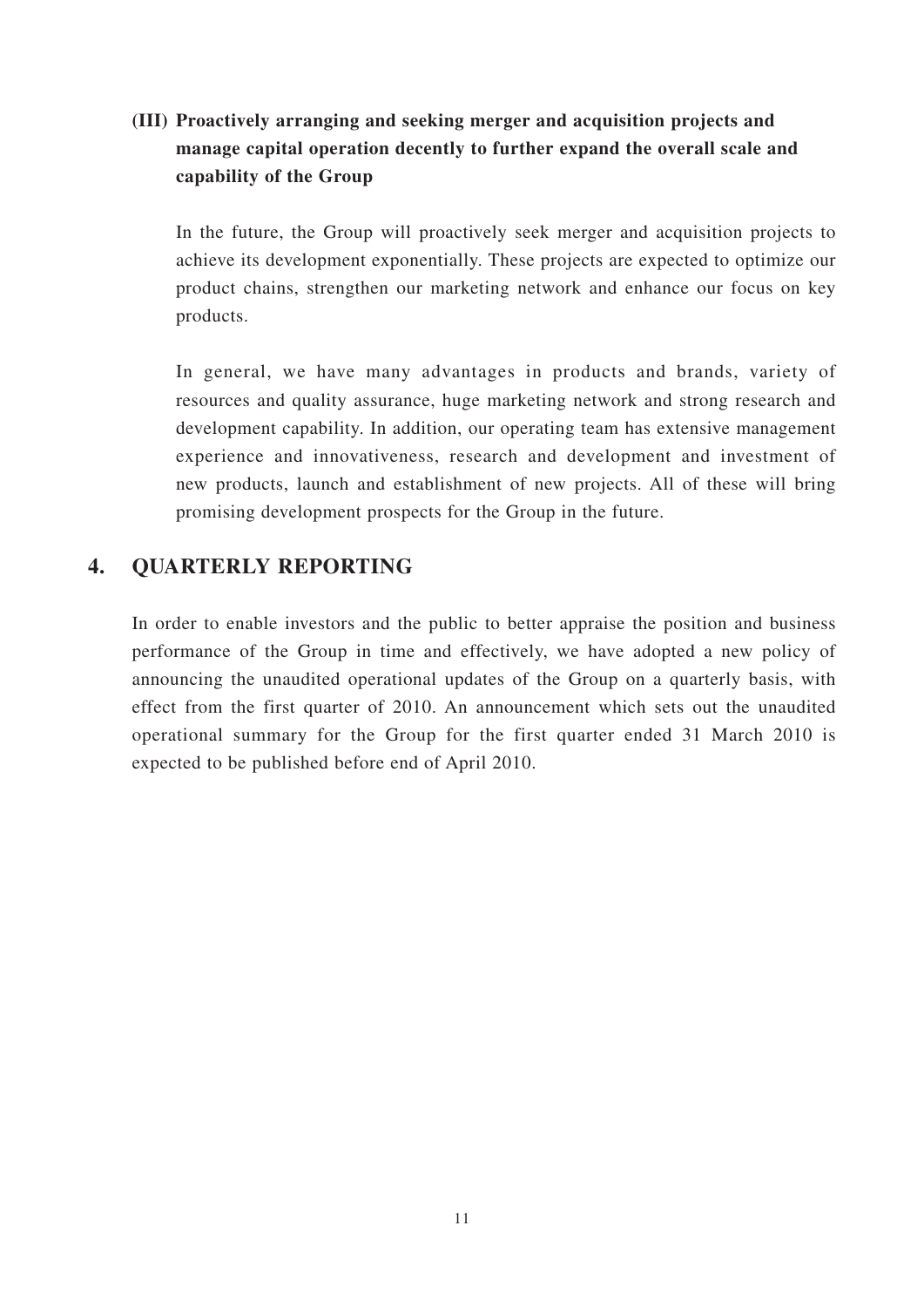### (III) Proactively arranging and seeking merger and acquisition projects and manage capital operation decently to further expand the overall scale and capability of the Group

In the future, the Group will proactively seek merger and acquisition projects to achieve its development exponentially. These projects are expected to optimize our product chains, strengthen our marketing network and enhance our focus on key products.

In general, we have many advantages in products and brands, variety of resources and quality assurance, huge marketing network and strong research and development capability. In addition, our operating team has extensive management experience and innovativeness, research and development and investment of new products, launch and establishment of new projects. All of these will bring promising development prospects for the Group in the future.

## 4. QUARTERLY REPORTING

In order to enable investors and the public to better appraise the position and business performance of the Group in time and effectively, we have adopted a new policy of announcing the unaudited operational updates of the Group on a quarterly basis, with effect from the first quarter of 2010. An announcement which sets out the unaudited operational summary for the Group for the first quarter ended 31 March 2010 is expected to be published before end of April 2010.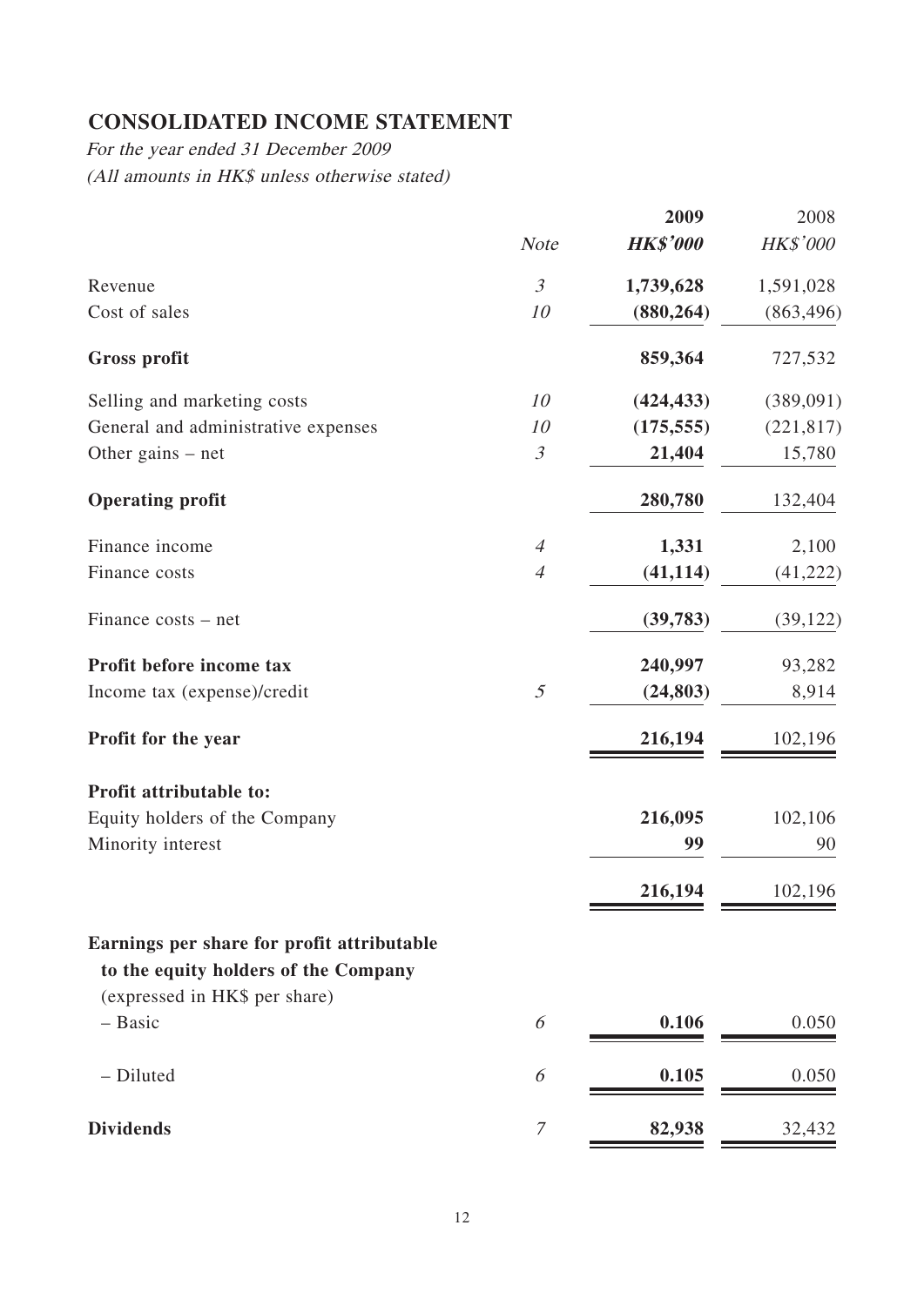# CONSOLIDATED INCOME STATEMENT

*For the year ended 31 December 2009*
*(All amounts in HK$ unless otherwise stated)*

| | Note | 2009 HK$'000 | 2008 HK$'000 |
|---|---|---|---|
| Revenue | 3 | **1,739,628** | 1,591,028 |
| Cost of sales | 10 | **(880,264)** | (863,496) |
| **Gross profit** | | **859,364** | 727,532 |
| Selling and marketing costs | 10 | **(424,433)** | (389,091) |
| General and administrative expenses | 10 | **(175,555)** | (221,817) |
| Other gains – net | 3 | **21,404** | 15,780 |
| **Operating profit** | | **280,780** | 132,404 |
| Finance income | 4 | **1,331** | 2,100 |
| Finance costs | 4 | **(41,114)** | (41,222) |
| Finance costs – net | | **(39,783)** | (39,122) |
| **Profit before income tax** | | **240,997** | 93,282 |
| Income tax (expense)/credit | 5 | **(24,803)** | 8,914 |
| **Profit for the year** | | **216,194** | 102,196 |
| **Profit attributable to:** | | | |
| Equity holders of the Company | | **216,095** | 102,106 |
| Minority interest | | **99** | 90 |
| | | **216,194** | 102,196 |
| **Earnings per share for profit attributable to the equity holders of the Company** (expressed in HK$ per share) | | | |
| – Basic | 6 | **0.106** | 0.050 |
| – Diluted | 6 | **0.105** | 0.050 |
| **Dividends** | 7 | **82,938** | 32,432 |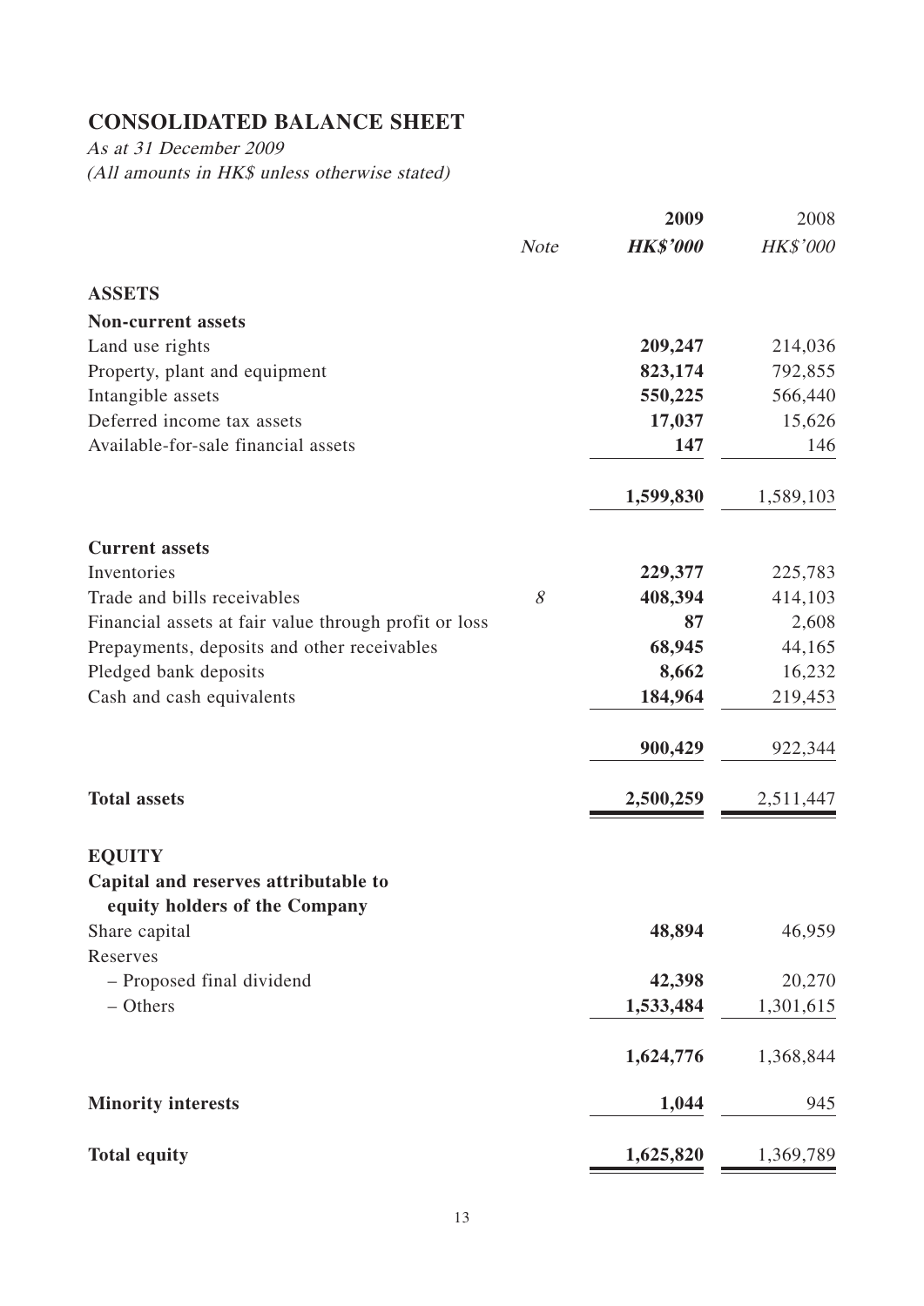## CONSOLIDATED BALANCE SHEET

*As at 31 December 2009*

*(All amounts in HK$ unless otherwise stated)*

| | *Note* | **2009** | 2008 |
|---|---|---|---|
| | | ***HK$'000*** | *HK$'000* |
| **ASSETS** | | | |
| **Non-current assets** | | | |
| Land use rights | | **209,247** | 214,036 |
| Property, plant and equipment | | **823,174** | 792,855 |
| Intangible assets | | **550,225** | 566,440 |
| Deferred income tax assets | | **17,037** | 15,626 |
| Available-for-sale financial assets | | **147** | 146 |
| | | **1,599,830** | 1,589,103 |
| **Current assets** | | | |
| Inventories | | **229,377** | 225,783 |
| Trade and bills receivables | *8* | **408,394** | 414,103 |
| Financial assets at fair value through profit or loss | | **87** | 2,608 |
| Prepayments, deposits and other receivables | | **68,945** | 44,165 |
| Pledged bank deposits | | **8,662** | 16,232 |
| Cash and cash equivalents | | **184,964** | 219,453 |
| | | **900,429** | 922,344 |
| **Total assets** | | **2,500,259** | 2,511,447 |
| **EQUITY** | | | |
| **Capital and reserves attributable to equity holders of the Company** | | | |
| Share capital | | **48,894** | 46,959 |
| Reserves | | | |
| – Proposed final dividend | | **42,398** | 20,270 |
| – Others | | **1,533,484** | 1,301,615 |
| | | **1,624,776** | 1,368,844 |
| **Minority interests** | | **1,044** | 945 |
| **Total equity** | | **1,625,820** | 1,369,789 |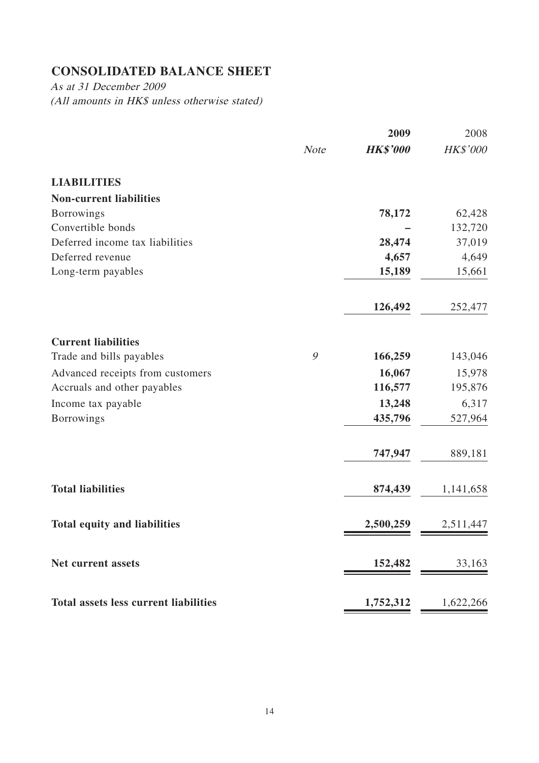## CONSOLIDATED BALANCE SHEET

*As at 31 December 2009*
*(All amounts in HK$ unless otherwise stated)*

| | Note | 2009 HK$'000 | 2008 HK$'000 |
|---|---|---|---|
| **LIABILITIES** | | | |
| **Non-current liabilities** | | | |
| Borrowings | | **78,172** | 62,428 |
| Convertible bonds | | **–** | 132,720 |
| Deferred income tax liabilities | | **28,474** | 37,019 |
| Deferred revenue | | **4,657** | 4,649 |
| Long-term payables | | **15,189** | 15,661 |
| | | **126,492** | 252,477 |
| **Current liabilities** | | | |
| Trade and bills payables | *9* | **166,259** | 143,046 |
| Advanced receipts from customers | | **16,067** | 15,978 |
| Accruals and other payables | | **116,577** | 195,876 |
| Income tax payable | | **13,248** | 6,317 |
| Borrowings | | **435,796** | 527,964 |
| | | **747,947** | 889,181 |
| **Total liabilities** | | **874,439** | 1,141,658 |
| **Total equity and liabilities** | | **2,500,259** | 2,511,447 |
| **Net current assets** | | **152,482** | 33,163 |
| **Total assets less current liabilities** | | **1,752,312** | 1,622,266 |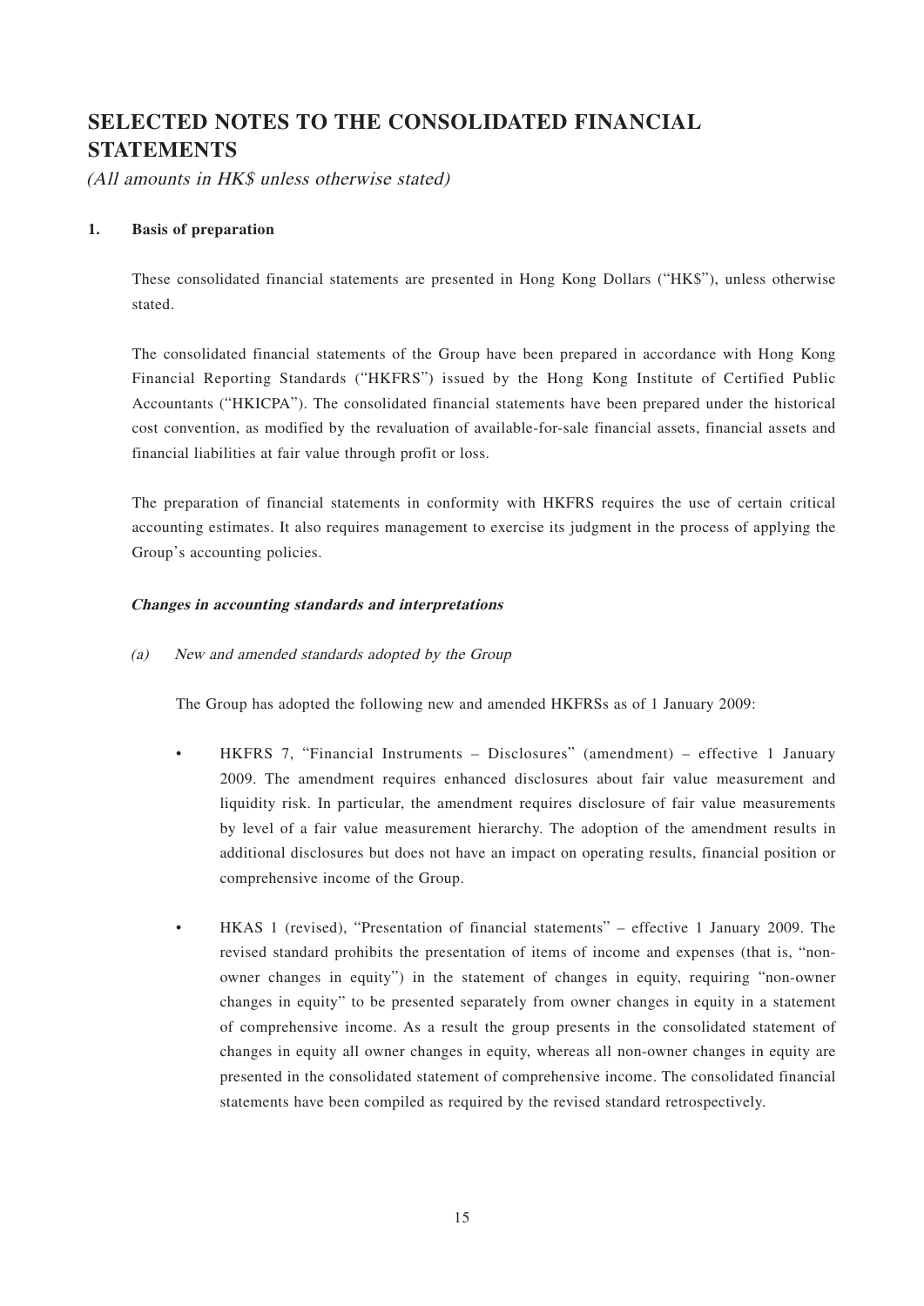# SELECTED NOTES TO THE CONSOLIDATED FINANCIAL STATEMENTS

*(All amounts in HK$ unless otherwise stated)*

**1. Basis of preparation**

These consolidated financial statements are presented in Hong Kong Dollars ("HK$"), unless otherwise stated.

The consolidated financial statements of the Group have been prepared in accordance with Hong Kong Financial Reporting Standards ("HKFRS") issued by the Hong Kong Institute of Certified Public Accountants ("HKICPA"). The consolidated financial statements have been prepared under the historical cost convention, as modified by the revaluation of available-for-sale financial assets, financial assets and financial liabilities at fair value through profit or loss.

The preparation of financial statements in conformity with HKFRS requires the use of certain critical accounting estimates. It also requires management to exercise its judgment in the process of applying the Group's accounting policies.

***Changes in accounting standards and interpretations***

*(a) New and amended standards adopted by the Group*

The Group has adopted the following new and amended HKFRSs as of 1 January 2009:

- HKFRS 7, "Financial Instruments – Disclosures" (amendment) – effective 1 January 2009. The amendment requires enhanced disclosures about fair value measurement and liquidity risk. In particular, the amendment requires disclosure of fair value measurements by level of a fair value measurement hierarchy. The adoption of the amendment results in additional disclosures but does not have an impact on operating results, financial position or comprehensive income of the Group.

- HKAS 1 (revised), "Presentation of financial statements" – effective 1 January 2009. The revised standard prohibits the presentation of items of income and expenses (that is, "non-owner changes in equity") in the statement of changes in equity, requiring "non-owner changes in equity" to be presented separately from owner changes in equity in a statement of comprehensive income. As a result the group presents in the consolidated statement of changes in equity all owner changes in equity, whereas all non-owner changes in equity are presented in the consolidated statement of comprehensive income. The consolidated financial statements have been compiled as required by the revised standard retrospectively.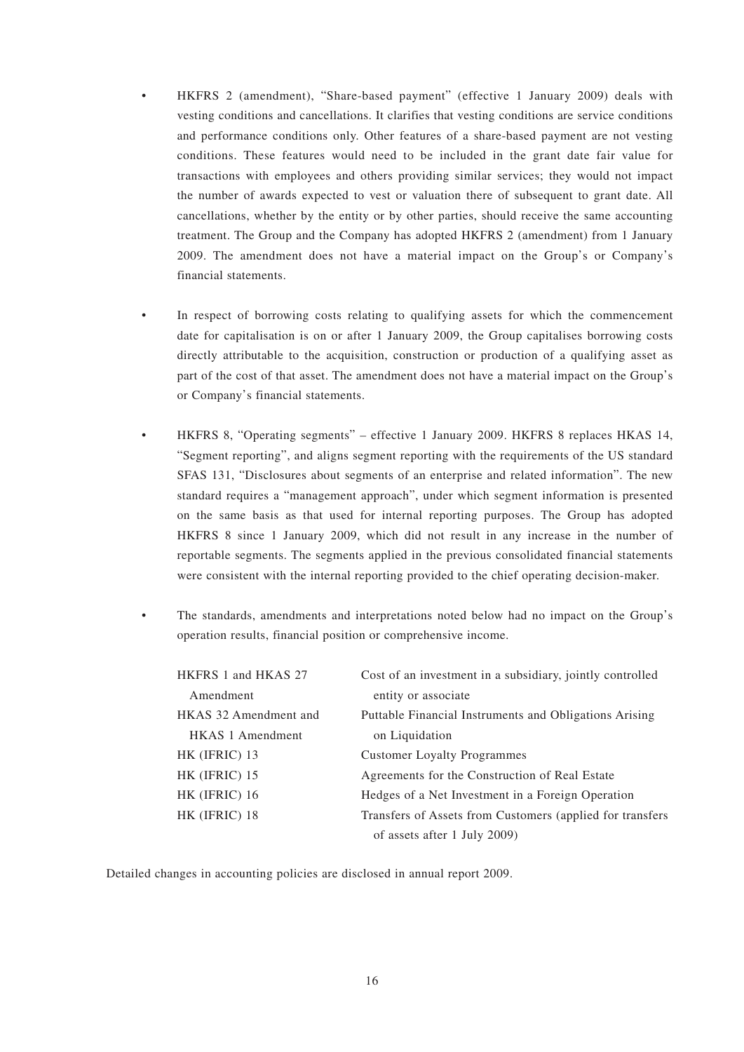- HKFRS 2 (amendment), "Share-based payment" (effective 1 January 2009) deals with vesting conditions and cancellations. It clarifies that vesting conditions are service conditions and performance conditions only. Other features of a share-based payment are not vesting conditions. These features would need to be included in the grant date fair value for transactions with employees and others providing similar services; they would not impact the number of awards expected to vest or valuation there of subsequent to grant date. All cancellations, whether by the entity or by other parties, should receive the same accounting treatment. The Group and the Company has adopted HKFRS 2 (amendment) from 1 January 2009. The amendment does not have a material impact on the Group's or Company's financial statements.

- In respect of borrowing costs relating to qualifying assets for which the commencement date for capitalisation is on or after 1 January 2009, the Group capitalises borrowing costs directly attributable to the acquisition, construction or production of a qualifying asset as part of the cost of that asset. The amendment does not have a material impact on the Group's or Company's financial statements.

- HKFRS 8, "Operating segments" – effective 1 January 2009. HKFRS 8 replaces HKAS 14, "Segment reporting", and aligns segment reporting with the requirements of the US standard SFAS 131, "Disclosures about segments of an enterprise and related information". The new standard requires a "management approach", under which segment information is presented on the same basis as that used for internal reporting purposes. The Group has adopted HKFRS 8 since 1 January 2009, which did not result in any increase in the number of reportable segments. The segments applied in the previous consolidated financial statements were consistent with the internal reporting provided to the chief operating decision-maker.

- The standards, amendments and interpretations noted below had no impact on the Group's operation results, financial position or comprehensive income.

| | |
|---|---|
| HKFRS 1 and HKAS 27 Amendment | Cost of an investment in a subsidiary, jointly controlled entity or associate |
| HKAS 32 Amendment and HKAS 1 Amendment | Puttable Financial Instruments and Obligations Arising on Liquidation |
| HK (IFRIC) 13 | Customer Loyalty Programmes |
| HK (IFRIC) 15 | Agreements for the Construction of Real Estate |
| HK (IFRIC) 16 | Hedges of a Net Investment in a Foreign Operation |
| HK (IFRIC) 18 | Transfers of Assets from Customers (applied for transfers of assets after 1 July 2009) |

Detailed changes in accounting policies are disclosed in annual report 2009.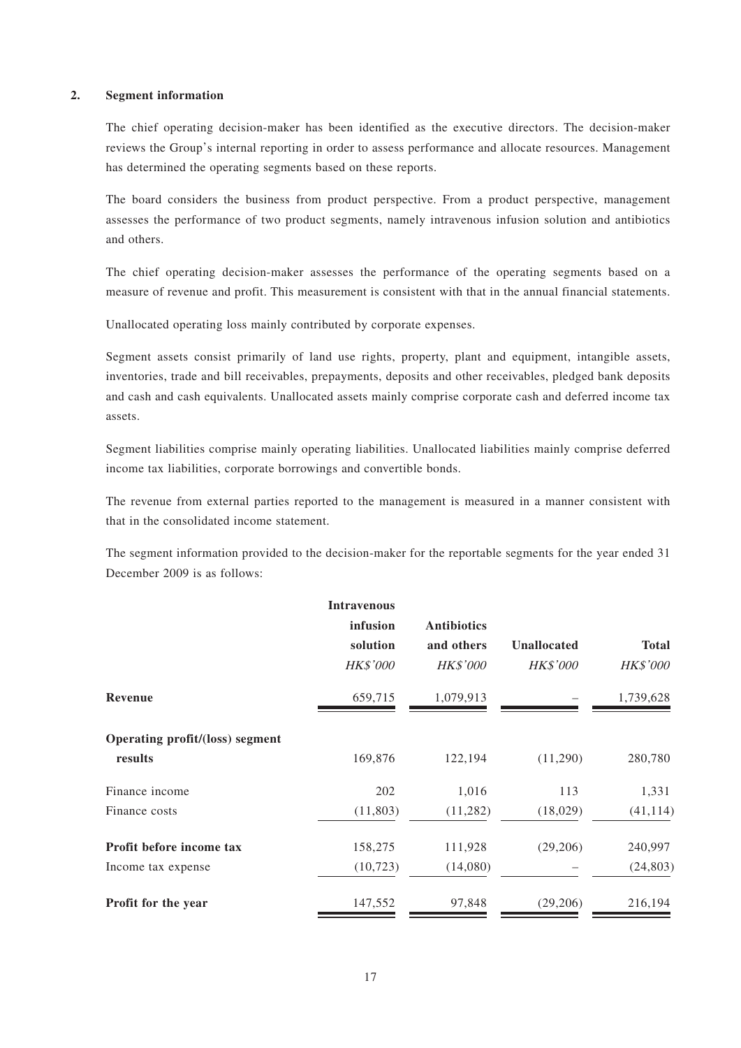## 2. Segment information

The chief operating decision-maker has been identified as the executive directors. The decision-maker reviews the Group's internal reporting in order to assess performance and allocate resources. Management has determined the operating segments based on these reports.

The board considers the business from product perspective. From a product perspective, management assesses the performance of two product segments, namely intravenous infusion solution and antibiotics and others.

The chief operating decision-maker assesses the performance of the operating segments based on a measure of revenue and profit. This measurement is consistent with that in the annual financial statements.

Unallocated operating loss mainly contributed by corporate expenses.

Segment assets consist primarily of land use rights, property, plant and equipment, intangible assets, inventories, trade and bill receivables, prepayments, deposits and other receivables, pledged bank deposits and cash and cash equivalents. Unallocated assets mainly comprise corporate cash and deferred income tax assets.

Segment liabilities comprise mainly operating liabilities. Unallocated liabilities mainly comprise deferred income tax liabilities, corporate borrowings and convertible bonds.

The revenue from external parties reported to the management is measured in a manner consistent with that in the consolidated income statement.

The segment information provided to the decision-maker for the reportable segments for the year ended 31 December 2009 is as follows:

| | Intravenous infusion solution | Antibiotics and others | Unallocated | Total |
|---|---|---|---|---|
| | *HK$'000* | *HK$'000* | *HK$'000* | *HK$'000* |
| **Revenue** | 659,715 | 1,079,913 | – | 1,739,628 |
| **Operating profit/(loss) segment results** | 169,876 | 122,194 | (11,290) | 280,780 |
| Finance income | 202 | 1,016 | 113 | 1,331 |
| Finance costs | (11,803) | (11,282) | (18,029) | (41,114) |
| **Profit before income tax** | 158,275 | 111,928 | (29,206) | 240,997 |
| Income tax expense | (10,723) | (14,080) | – | (24,803) |
| **Profit for the year** | 147,552 | 97,848 | (29,206) | 216,194 |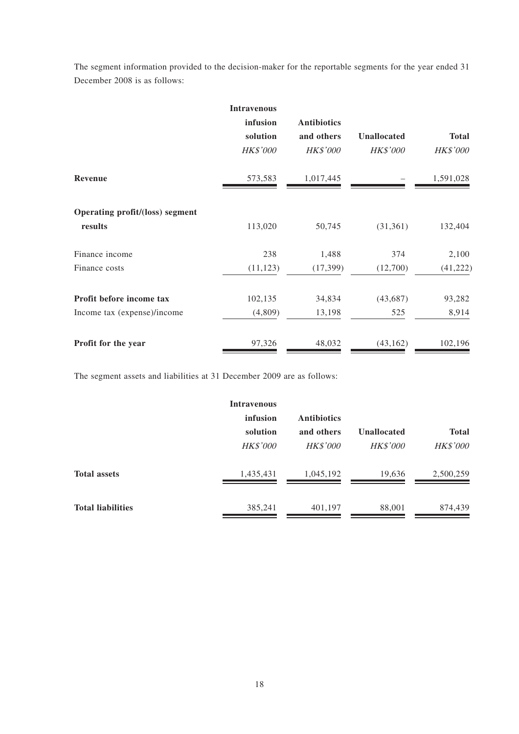The segment information provided to the decision-maker for the reportable segments for the year ended 31 December 2008 is as follows:

| | Intravenous infusion solution | Antibiotics and others | Unallocated | Total |
|---|---|---|---|---|
| | *HK$'000* | *HK$'000* | *HK$'000* | *HK$'000* |
| **Revenue** | 573,583 | 1,017,445 | – | 1,591,028 |
| **Operating profit/(loss) segment results** | 113,020 | 50,745 | (31,361) | 132,404 |
| Finance income | 238 | 1,488 | 374 | 2,100 |
| Finance costs | (11,123) | (17,399) | (12,700) | (41,222) |
| **Profit before income tax** | 102,135 | 34,834 | (43,687) | 93,282 |
| Income tax (expense)/income | (4,809) | 13,198 | 525 | 8,914 |
| **Profit for the year** | 97,326 | 48,032 | (43,162) | 102,196 |

The segment assets and liabilities at 31 December 2009 are as follows:

| | Intravenous infusion solution | Antibiotics and others | Unallocated | Total |
|---|---|---|---|---|
| | *HK$'000* | *HK$'000* | *HK$'000* | *HK$'000* |
| **Total assets** | 1,435,431 | 1,045,192 | 19,636 | 2,500,259 |
| **Total liabilities** | 385,241 | 401,197 | 88,001 | 874,439 |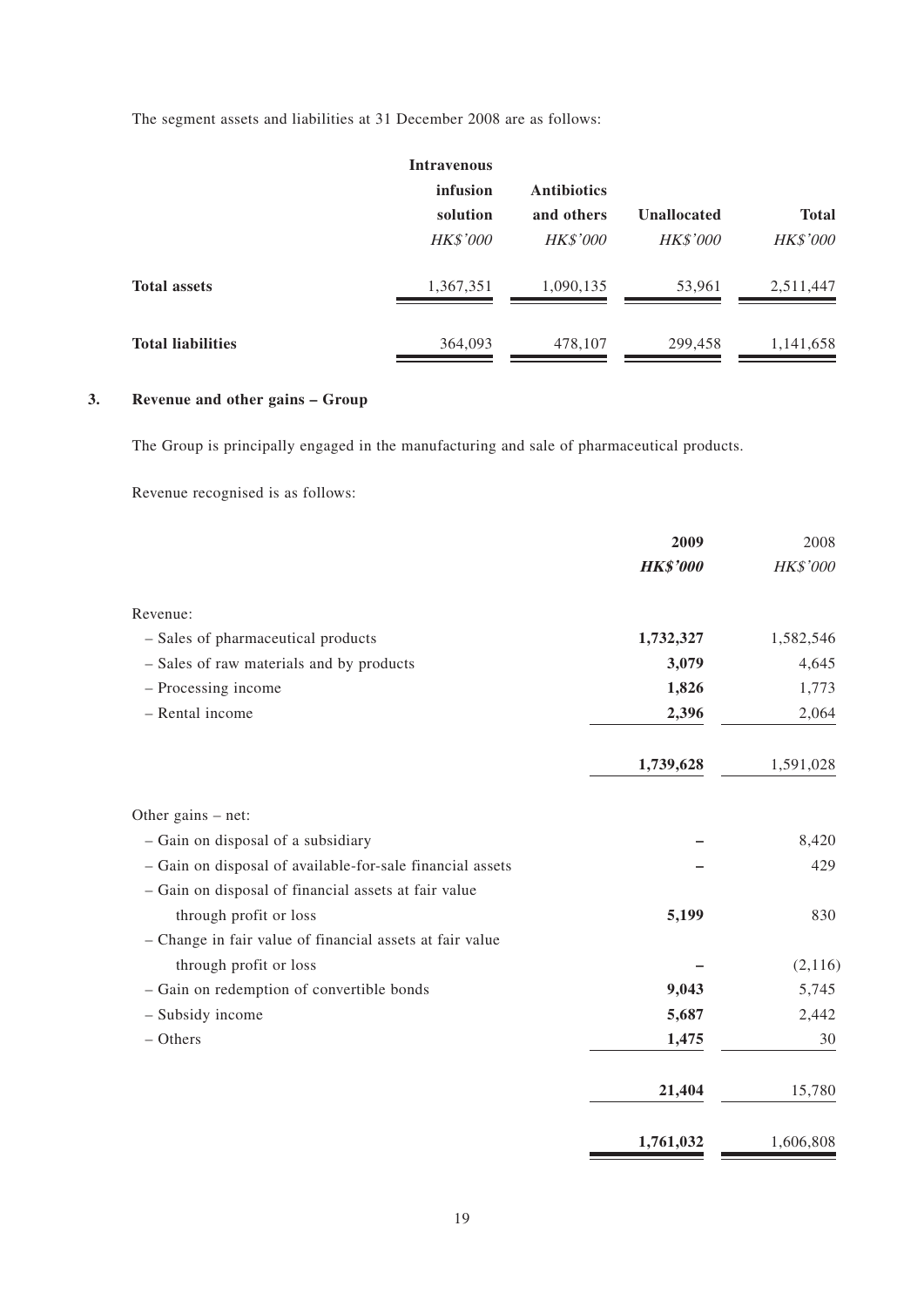The segment assets and liabilities at 31 December 2008 are as follows:

| | Intravenous infusion solution | Antibiotics and others | Unallocated | Total |
|---|---|---|---|---|
| | *HK$'000* | *HK$'000* | *HK$'000* | *HK$'000* |
| **Total assets** | 1,367,351 | 1,090,135 | 53,961 | 2,511,447 |
| **Total liabilities** | 364,093 | 478,107 | 299,458 | 1,141,658 |

## 3. Revenue and other gains – Group

The Group is principally engaged in the manufacturing and sale of pharmaceutical products.

Revenue recognised is as follows:

| | **2009** | 2008 |
|---|---|---|
| | ***HK$'000*** | *HK$'000* |
| Revenue: | | |
| – Sales of pharmaceutical products | **1,732,327** | 1,582,546 |
| – Sales of raw materials and by products | **3,079** | 4,645 |
| – Processing income | **1,826** | 1,773 |
| – Rental income | **2,396** | 2,064 |
| | **1,739,628** | 1,591,028 |
| Other gains – net: | | |
| – Gain on disposal of a subsidiary | **–** | 8,420 |
| – Gain on disposal of available-for-sale financial assets | **–** | 429 |
| – Gain on disposal of financial assets at fair value through profit or loss | **5,199** | 830 |
| – Change in fair value of financial assets at fair value through profit or loss | **–** | (2,116) |
| – Gain on redemption of convertible bonds | **9,043** | 5,745 |
| – Subsidy income | **5,687** | 2,442 |
| – Others | **1,475** | 30 |
| | **21,404** | 15,780 |
| | **1,761,032** | 1,606,808 |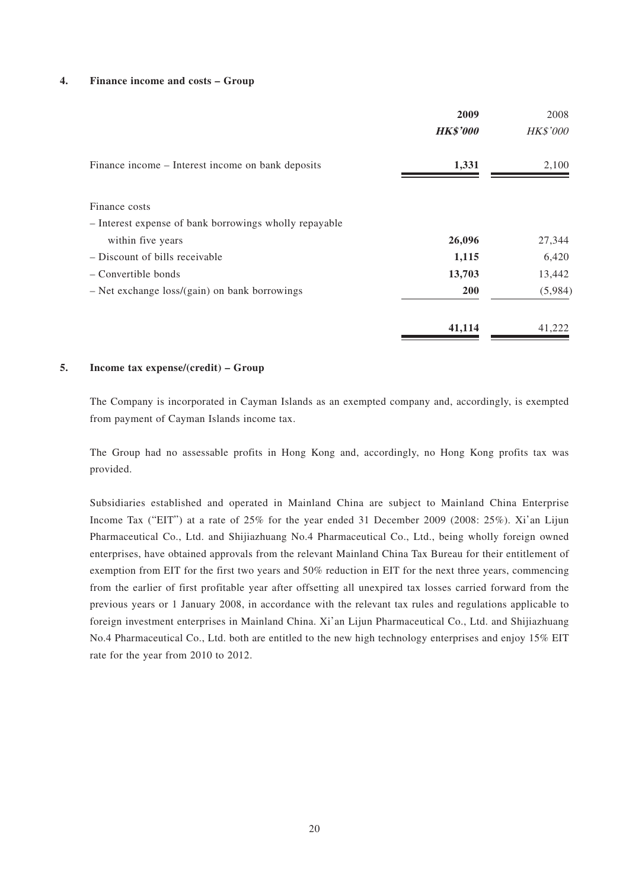## 4. Finance income and costs – Group

| | 2009 | 2008 |
|---|---|---|
| | ***HK$'000*** | *HK$'000* |
| Finance income – Interest income on bank deposits | **1,331** | 2,100 |
| Finance costs | | |
| – Interest expense of bank borrowings wholly repayable within five years | **26,096** | 27,344 |
| – Discount of bills receivable | **1,115** | 6,420 |
| – Convertible bonds | **13,703** | 13,442 |
| – Net exchange loss/(gain) on bank borrowings | **200** | (5,984) |
| | **41,114** | 41,222 |

## 5. Income tax expense/(credit) – Group

The Company is incorporated in Cayman Islands as an exempted company and, accordingly, is exempted from payment of Cayman Islands income tax.

The Group had no assessable profits in Hong Kong and, accordingly, no Hong Kong profits tax was provided.

Subsidiaries established and operated in Mainland China are subject to Mainland China Enterprise Income Tax ("EIT") at a rate of 25% for the year ended 31 December 2009 (2008: 25%). Xi'an Lijun Pharmaceutical Co., Ltd. and Shijiazhuang No.4 Pharmaceutical Co., Ltd., being wholly foreign owned enterprises, have obtained approvals from the relevant Mainland China Tax Bureau for their entitlement of exemption from EIT for the first two years and 50% reduction in EIT for the next three years, commencing from the earlier of first profitable year after offsetting all unexpired tax losses carried forward from the previous years or 1 January 2008, in accordance with the relevant tax rules and regulations applicable to foreign investment enterprises in Mainland China. Xi'an Lijun Pharmaceutical Co., Ltd. and Shijiazhuang No.4 Pharmaceutical Co., Ltd. both are entitled to the new high technology enterprises and enjoy 15% EIT rate for the year from 2010 to 2012.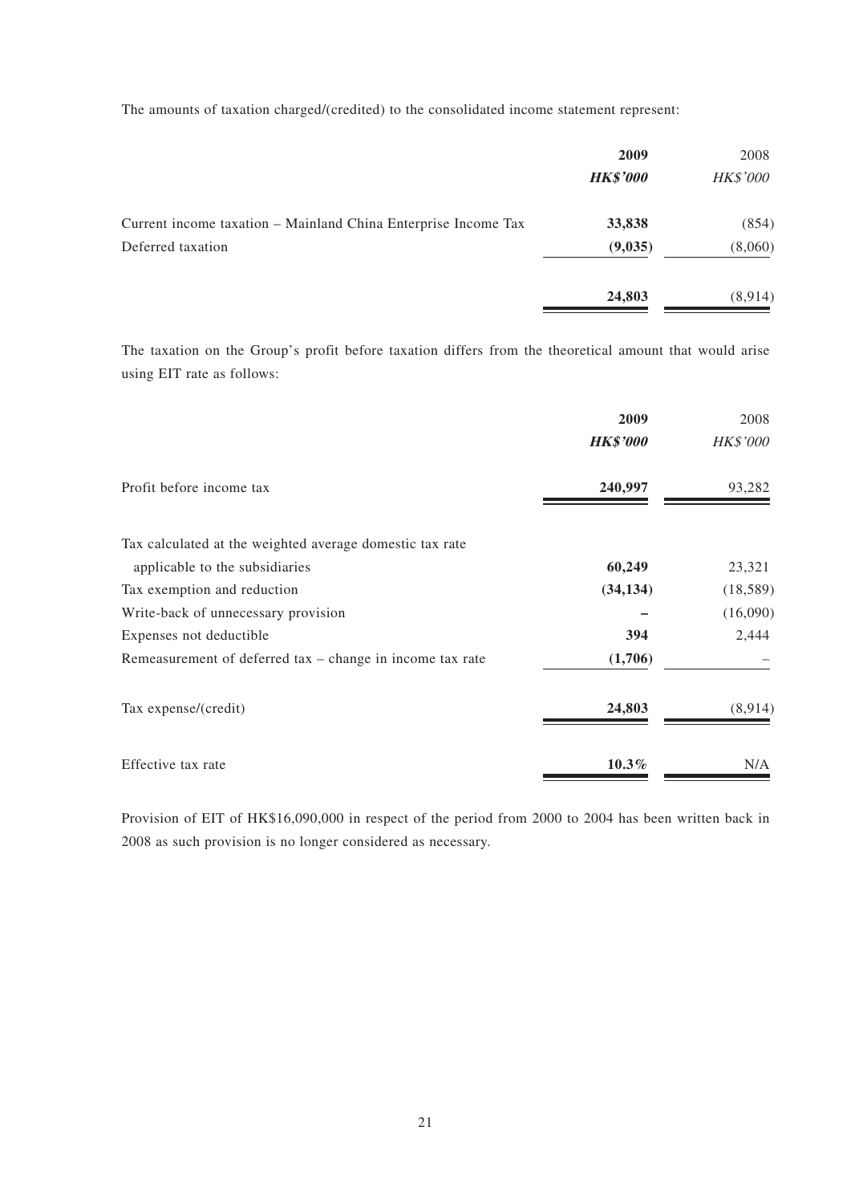The amounts of taxation charged/(credited) to the consolidated income statement represent:

| | **2009** | 2008 |
|---|---|---|
| | ***HK$'000*** | *HK$'000* |
| Current income taxation – Mainland China Enterprise Income Tax | **33,838** | (854) |
| Deferred taxation | **(9,035)** | (8,060) |
| | **24,803** | (8,914) |

The taxation on the Group's profit before taxation differs from the theoretical amount that would arise using EIT rate as follows:

| | **2009** | 2008 |
|---|---|---|
| | ***HK$'000*** | *HK$'000* |
| Profit before income tax | **240,997** | 93,282 |
| Tax calculated at the weighted average domestic tax rate applicable to the subsidiaries | **60,249** | 23,321 |
| Tax exemption and reduction | **(34,134)** | (18,589) |
| Write-back of unnecessary provision | **–** | (16,090) |
| Expenses not deductible | **394** | 2,444 |
| Remeasurement of deferred tax – change in income tax rate | **(1,706)** | – |
| Tax expense/(credit) | **24,803** | (8,914) |
| Effective tax rate | **10.3%** | N/A |

Provision of EIT of HK$16,090,000 in respect of the period from 2000 to 2004 has been written back in 2008 as such provision is no longer considered as necessary.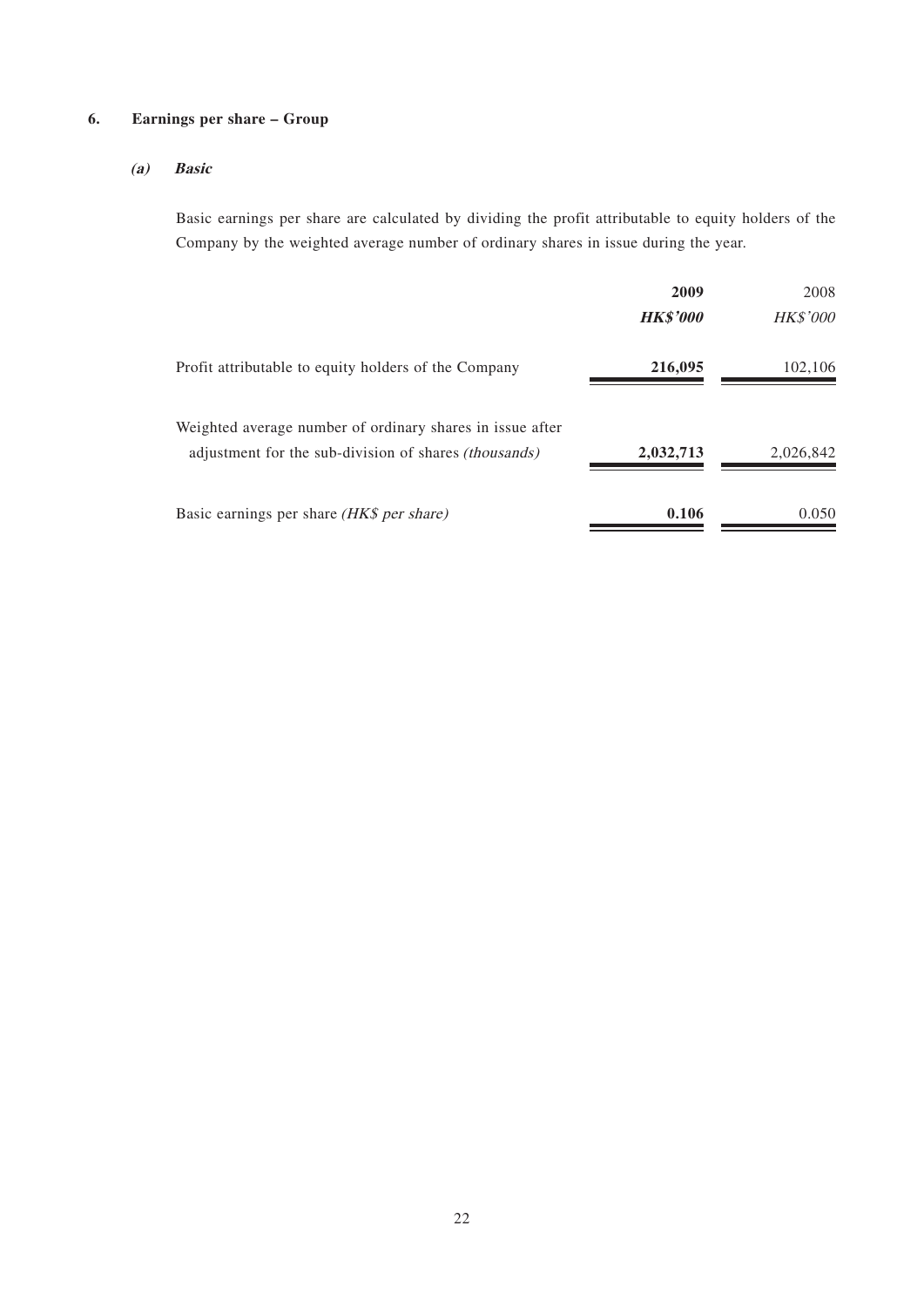## 6. Earnings per share – Group

### *(a) Basic*

Basic earnings per share are calculated by dividing the profit attributable to equity holders of the Company by the weighted average number of ordinary shares in issue during the year.

| | **2009** | 2008 |
|---|---|---|
| | ***HK$'000*** | *HK$'000* |
| Profit attributable to equity holders of the Company | **216,095** | 102,106 |
| Weighted average number of ordinary shares in issue after adjustment for the sub-division of shares *(thousands)* | **2,032,713** | 2,026,842 |
| Basic earnings per share *(HK$ per share)* | **0.106** | 0.050 |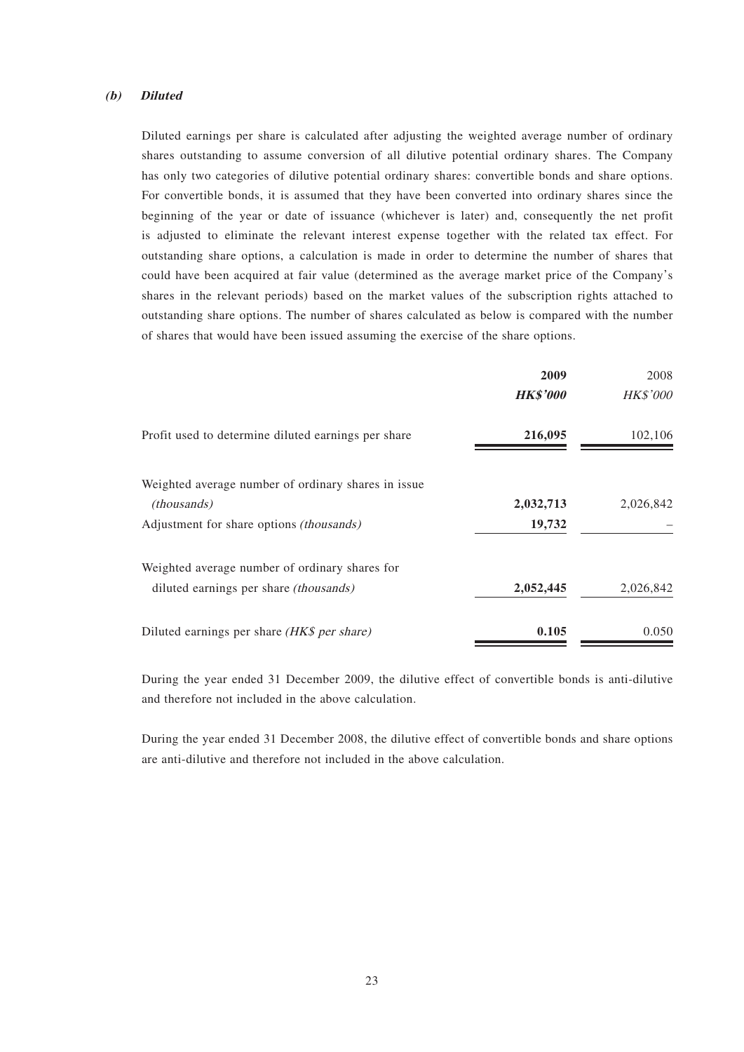### *(b) Diluted*

Diluted earnings per share is calculated after adjusting the weighted average number of ordinary shares outstanding to assume conversion of all dilutive potential ordinary shares. The Company has only two categories of dilutive potential ordinary shares: convertible bonds and share options. For convertible bonds, it is assumed that they have been converted into ordinary shares since the beginning of the year or date of issuance (whichever is later) and, consequently the net profit is adjusted to eliminate the relevant interest expense together with the related tax effect. For outstanding share options, a calculation is made in order to determine the number of shares that could have been acquired at fair value (determined as the average market price of the Company's shares in the relevant periods) based on the market values of the subscription rights attached to outstanding share options. The number of shares calculated as below is compared with the number of shares that would have been issued assuming the exercise of the share options.

| | **2009** | 2008 |
|---|---|---|
| | ***HK$'000*** | *HK$'000* |
| Profit used to determine diluted earnings per share | **216,095** | 102,106 |
| Weighted average number of ordinary shares in issue *(thousands)* | **2,032,713** | 2,026,842 |
| Adjustment for share options *(thousands)* | **19,732** | – |
| Weighted average number of ordinary shares for diluted earnings per share *(thousands)* | **2,052,445** | 2,026,842 |
| Diluted earnings per share *(HK$ per share)* | **0.105** | 0.050 |

During the year ended 31 December 2009, the dilutive effect of convertible bonds is anti-dilutive and therefore not included in the above calculation.

During the year ended 31 December 2008, the dilutive effect of convertible bonds and share options are anti-dilutive and therefore not included in the above calculation.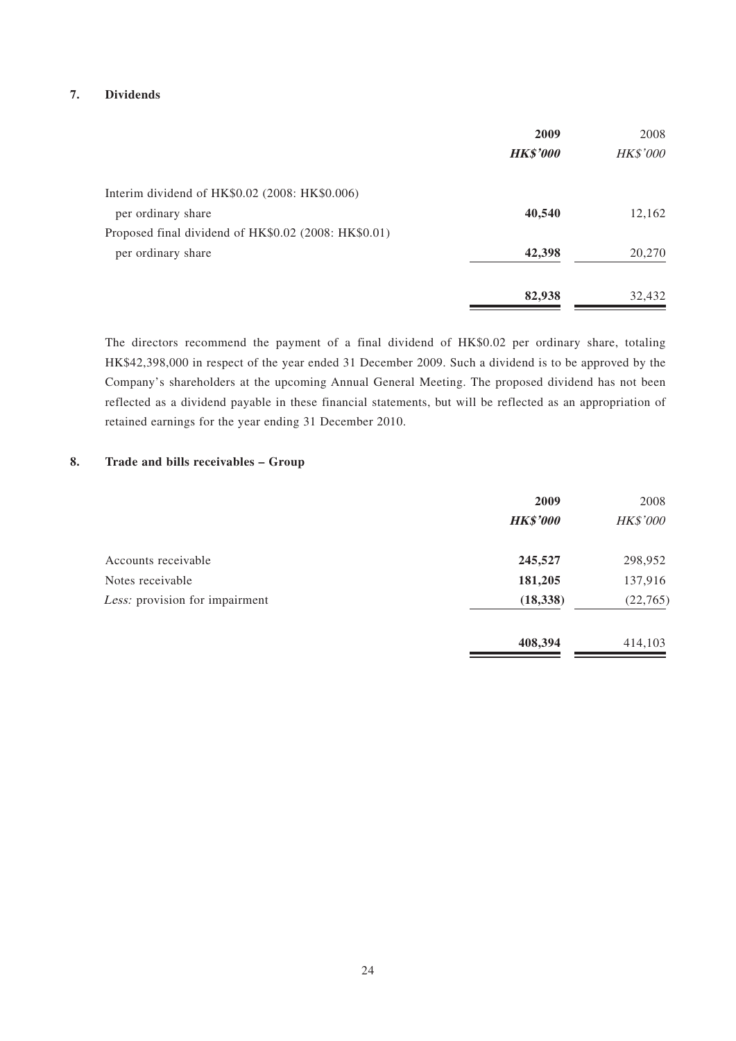## 7. Dividends

| | **2009** | 2008 |
|---|---|---|
| | ***HK$'000*** | *HK$'000* |
| Interim dividend of HK$0.02 (2008: HK$0.006) per ordinary share | **40,540** | 12,162 |
| Proposed final dividend of HK$0.02 (2008: HK$0.01) per ordinary share | **42,398** | 20,270 |
| | **82,938** | 32,432 |

The directors recommend the payment of a final dividend of HK$0.02 per ordinary share, totaling HK$42,398,000 in respect of the year ended 31 December 2009. Such a dividend is to be approved by the Company's shareholders at the upcoming Annual General Meeting. The proposed dividend has not been reflected as a dividend payable in these financial statements, but will be reflected as an appropriation of retained earnings for the year ending 31 December 2010.

## 8. Trade and bills receivables – Group

| | **2009** | 2008 |
|---|---|---|
| | ***HK$'000*** | *HK$'000* |
| Accounts receivable | **245,527** | 298,952 |
| Notes receivable | **181,205** | 137,916 |
| *Less:* provision for impairment | **(18,338)** | (22,765) |
| | **408,394** | 414,103 |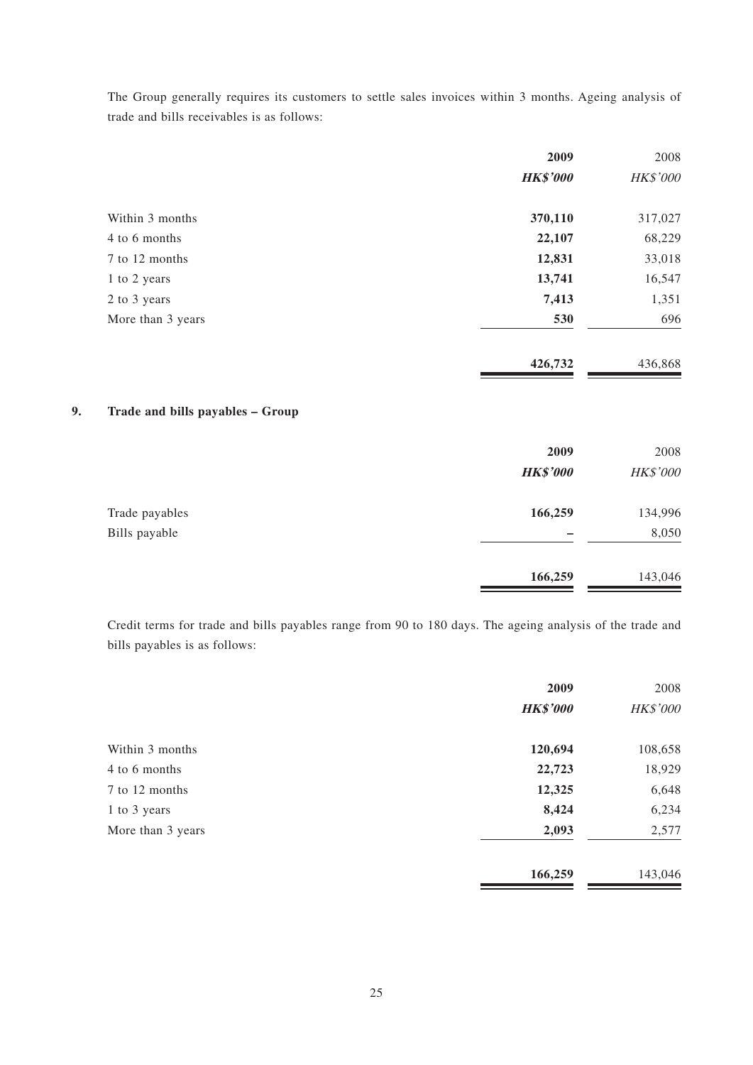The Group generally requires its customers to settle sales invoices within 3 months. Ageing analysis of trade and bills receivables is as follows:

| | 2009 | 2008 |
|---|---|---|
| | ***HK$'000*** | *HK$'000* |
| Within 3 months | **370,110** | 317,027 |
| 4 to 6 months | **22,107** | 68,229 |
| 7 to 12 months | **12,831** | 33,018 |
| 1 to 2 years | **13,741** | 16,547 |
| 2 to 3 years | **7,413** | 1,351 |
| More than 3 years | **530** | 696 |
| | **426,732** | 436,868 |

## 9. Trade and bills payables – Group

| | 2009 | 2008 |
|---|---|---|
| | ***HK$'000*** | *HK$'000* |
| Trade payables | **166,259** | 134,996 |
| Bills payable | **–** | 8,050 |
| | **166,259** | 143,046 |

Credit terms for trade and bills payables range from 90 to 180 days. The ageing analysis of the trade and bills payables is as follows:

| | 2009 | 2008 |
|---|---|---|
| | ***HK$'000*** | *HK$'000* |
| Within 3 months | **120,694** | 108,658 |
| 4 to 6 months | **22,723** | 18,929 |
| 7 to 12 months | **12,325** | 6,648 |
| 1 to 3 years | **8,424** | 6,234 |
| More than 3 years | **2,093** | 2,577 |
| | **166,259** | 143,046 |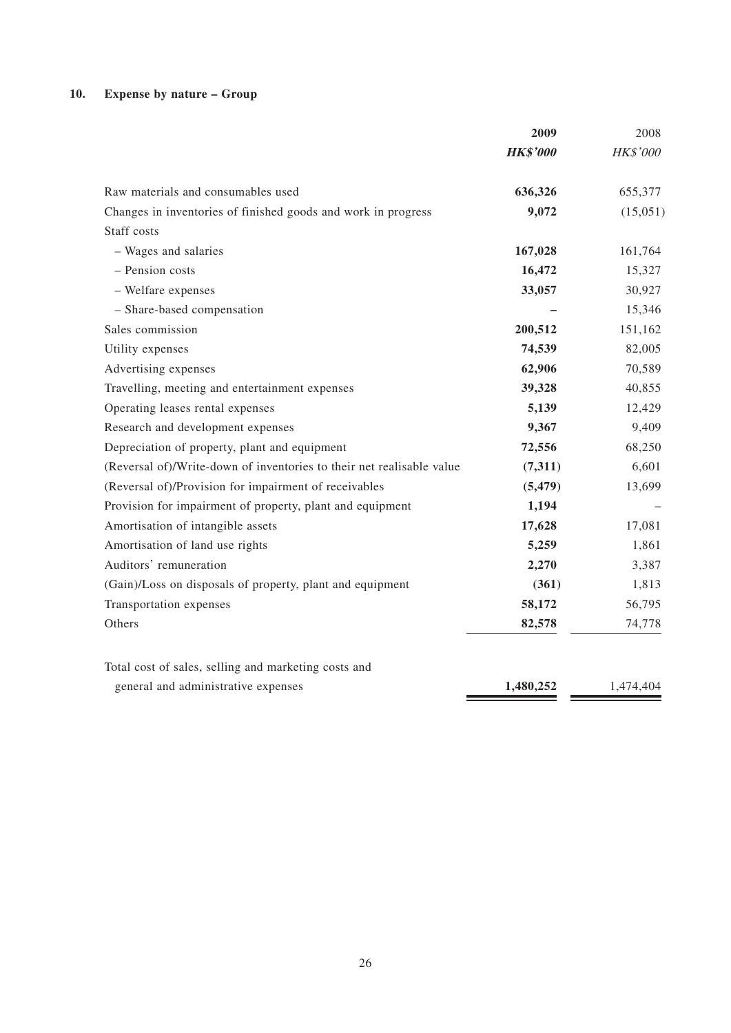## 10. Expense by nature – Group

| | **2009** | 2008 |
|---|---|---|
| | ***HK$'000*** | *HK$'000* |
| Raw materials and consumables used | **636,326** | 655,377 |
| Changes in inventories of finished goods and work in progress | **9,072** | (15,051) |
| Staff costs | | |
| – Wages and salaries | **167,028** | 161,764 |
| – Pension costs | **16,472** | 15,327 |
| – Welfare expenses | **33,057** | 30,927 |
| – Share-based compensation | **–** | 15,346 |
| Sales commission | **200,512** | 151,162 |
| Utility expenses | **74,539** | 82,005 |
| Advertising expenses | **62,906** | 70,589 |
| Travelling, meeting and entertainment expenses | **39,328** | 40,855 |
| Operating leases rental expenses | **5,139** | 12,429 |
| Research and development expenses | **9,367** | 9,409 |
| Depreciation of property, plant and equipment | **72,556** | 68,250 |
| (Reversal of)/Write-down of inventories to their net realisable value | **(7,311)** | 6,601 |
| (Reversal of)/Provision for impairment of receivables | **(5,479)** | 13,699 |
| Provision for impairment of property, plant and equipment | **1,194** | – |
| Amortisation of intangible assets | **17,628** | 17,081 |
| Amortisation of land use rights | **5,259** | 1,861 |
| Auditors' remuneration | **2,270** | 3,387 |
| (Gain)/Loss on disposals of property, plant and equipment | **(361)** | 1,813 |
| Transportation expenses | **58,172** | 56,795 |
| Others | **82,578** | 74,778 |
| Total cost of sales, selling and marketing costs and general and administrative expenses | **1,480,252** | 1,474,404 |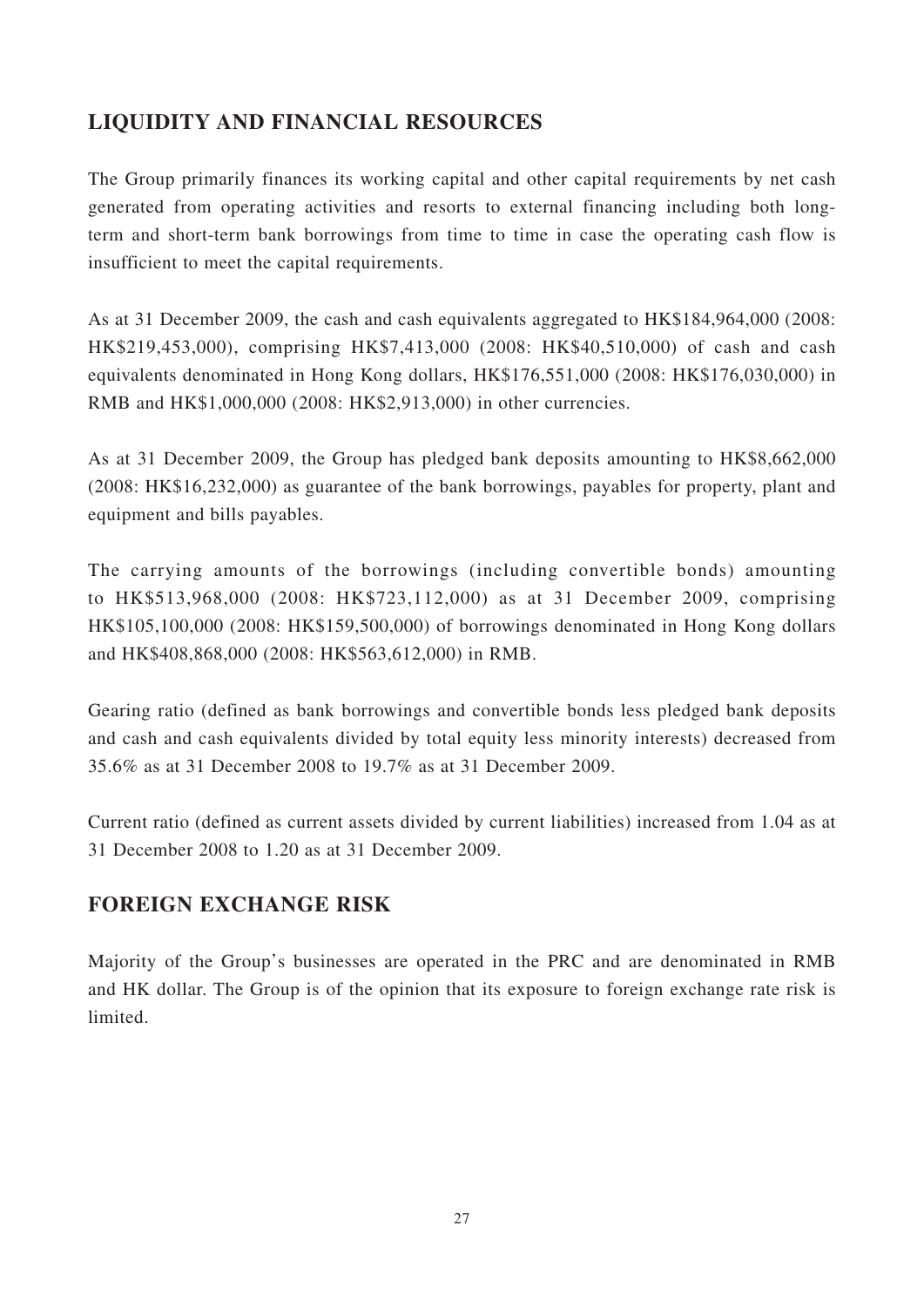## LIQUIDITY AND FINANCIAL RESOURCES

The Group primarily finances its working capital and other capital requirements by net cash generated from operating activities and resorts to external financing including both long-term and short-term bank borrowings from time to time in case the operating cash flow is insufficient to meet the capital requirements.

As at 31 December 2009, the cash and cash equivalents aggregated to HK$184,964,000 (2008: HK$219,453,000), comprising HK$7,413,000 (2008: HK$40,510,000) of cash and cash equivalents denominated in Hong Kong dollars, HK$176,551,000 (2008: HK$176,030,000) in RMB and HK$1,000,000 (2008: HK$2,913,000) in other currencies.

As at 31 December 2009, the Group has pledged bank deposits amounting to HK$8,662,000 (2008: HK$16,232,000) as guarantee of the bank borrowings, payables for property, plant and equipment and bills payables.

The carrying amounts of the borrowings (including convertible bonds) amounting to HK$513,968,000 (2008: HK$723,112,000) as at 31 December 2009, comprising HK$105,100,000 (2008: HK$159,500,000) of borrowings denominated in Hong Kong dollars and HK$408,868,000 (2008: HK$563,612,000) in RMB.

Gearing ratio (defined as bank borrowings and convertible bonds less pledged bank deposits and cash and cash equivalents divided by total equity less minority interests) decreased from 35.6% as at 31 December 2008 to 19.7% as at 31 December 2009.

Current ratio (defined as current assets divided by current liabilities) increased from 1.04 as at 31 December 2008 to 1.20 as at 31 December 2009.

## FOREIGN EXCHANGE RISK

Majority of the Group's businesses are operated in the PRC and are denominated in RMB and HK dollar. The Group is of the opinion that its exposure to foreign exchange rate risk is limited.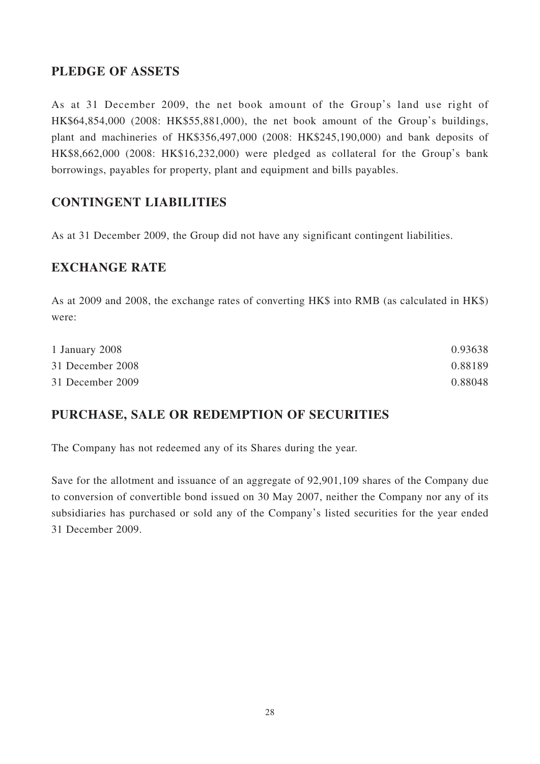## PLEDGE OF ASSETS

As at 31 December 2009, the net book amount of the Group's land use right of HK$64,854,000 (2008: HK$55,881,000), the net book amount of the Group's buildings, plant and machineries of HK$356,497,000 (2008: HK$245,190,000) and bank deposits of HK$8,662,000 (2008: HK$16,232,000) were pledged as collateral for the Group's bank borrowings, payables for property, plant and equipment and bills payables.

## CONTINGENT LIABILITIES

As at 31 December 2009, the Group did not have any significant contingent liabilities.

## EXCHANGE RATE

As at 2009 and 2008, the exchange rates of converting HK$ into RMB (as calculated in HK$) were:

| | |
|---|---|
| 1 January 2008 | 0.93638 |
| 31 December 2008 | 0.88189 |
| 31 December 2009 | 0.88048 |

## PURCHASE, SALE OR REDEMPTION OF SECURITIES

The Company has not redeemed any of its Shares during the year.

Save for the allotment and issuance of an aggregate of 92,901,109 shares of the Company due to conversion of convertible bond issued on 30 May 2007, neither the Company nor any of its subsidiaries has purchased or sold any of the Company's listed securities for the year ended 31 December 2009.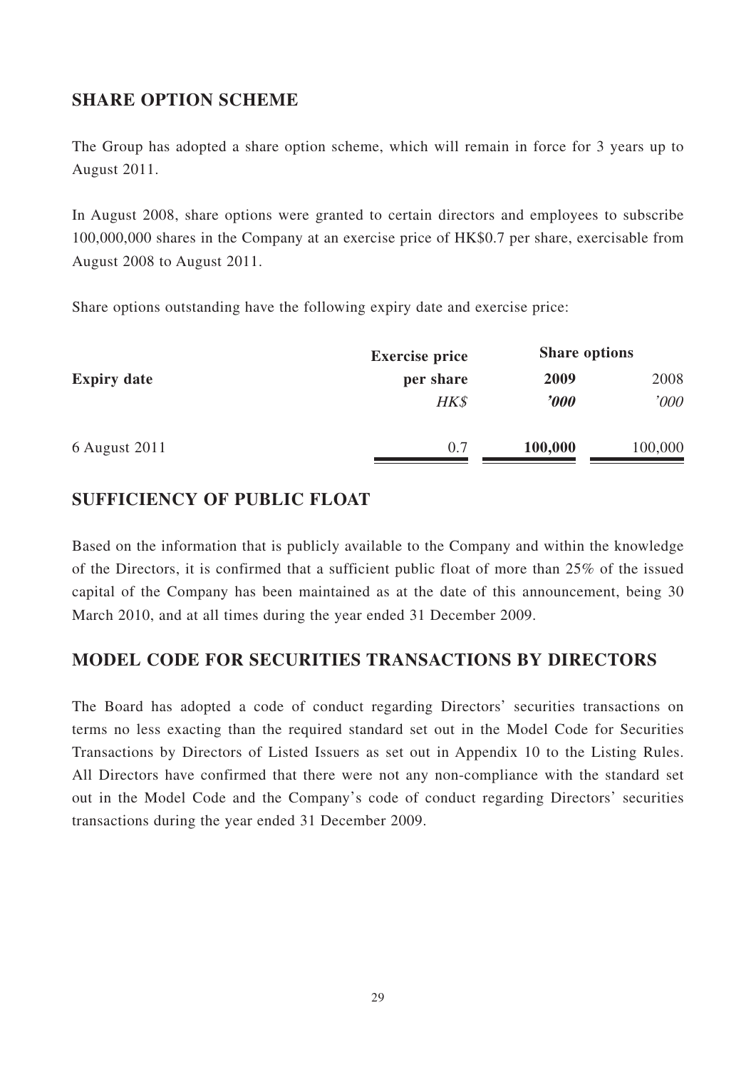## SHARE OPTION SCHEME

The Group has adopted a share option scheme, which will remain in force for 3 years up to August 2011.

In August 2008, share options were granted to certain directors and employees to subscribe 100,000,000 shares in the Company at an exercise price of HK$0.7 per share, exercisable from August 2008 to August 2011.

Share options outstanding have the following expiry date and exercise price:

| Expiry date | Exercise price per share | Share options | |
|---|---|---|---|
| | | **2009** | 2008 |
| | *HK$* | ***’000*** | *’000* |
| 6 August 2011 | 0.7 | **100,000** | 100,000 |

## SUFFICIENCY OF PUBLIC FLOAT

Based on the information that is publicly available to the Company and within the knowledge of the Directors, it is confirmed that a sufficient public float of more than 25% of the issued capital of the Company has been maintained as at the date of this announcement, being 30 March 2010, and at all times during the year ended 31 December 2009.

## MODEL CODE FOR SECURITIES TRANSACTIONS BY DIRECTORS

The Board has adopted a code of conduct regarding Directors’ securities transactions on terms no less exacting than the required standard set out in the Model Code for Securities Transactions by Directors of Listed Issuers as set out in Appendix 10 to the Listing Rules. All Directors have confirmed that there were not any non-compliance with the standard set out in the Model Code and the Company’s code of conduct regarding Directors’ securities transactions during the year ended 31 December 2009.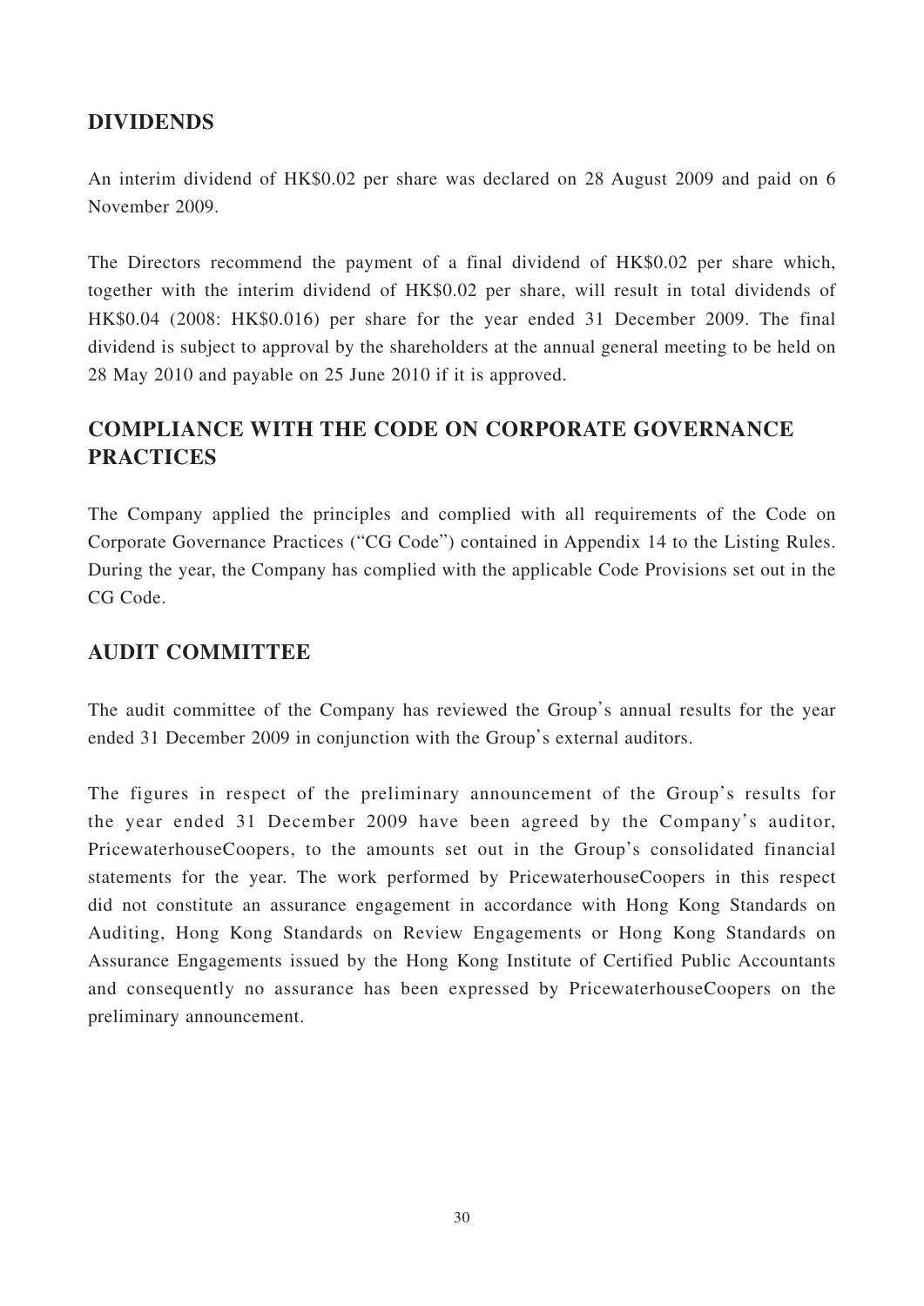## DIVIDENDS

An interim dividend of HK$0.02 per share was declared on 28 August 2009 and paid on 6 November 2009.

The Directors recommend the payment of a final dividend of HK$0.02 per share which, together with the interim dividend of HK$0.02 per share, will result in total dividends of HK$0.04 (2008: HK$0.016) per share for the year ended 31 December 2009. The final dividend is subject to approval by the shareholders at the annual general meeting to be held on 28 May 2010 and payable on 25 June 2010 if it is approved.

## COMPLIANCE WITH THE CODE ON CORPORATE GOVERNANCE PRACTICES

The Company applied the principles and complied with all requirements of the Code on Corporate Governance Practices ("CG Code") contained in Appendix 14 to the Listing Rules. During the year, the Company has complied with the applicable Code Provisions set out in the CG Code.

## AUDIT COMMITTEE

The audit committee of the Company has reviewed the Group's annual results for the year ended 31 December 2009 in conjunction with the Group's external auditors.

The figures in respect of the preliminary announcement of the Group's results for the year ended 31 December 2009 have been agreed by the Company's auditor, PricewaterhouseCoopers, to the amounts set out in the Group's consolidated financial statements for the year. The work performed by PricewaterhouseCoopers in this respect did not constitute an assurance engagement in accordance with Hong Kong Standards on Auditing, Hong Kong Standards on Review Engagements or Hong Kong Standards on Assurance Engagements issued by the Hong Kong Institute of Certified Public Accountants and consequently no assurance has been expressed by PricewaterhouseCoopers on the preliminary announcement.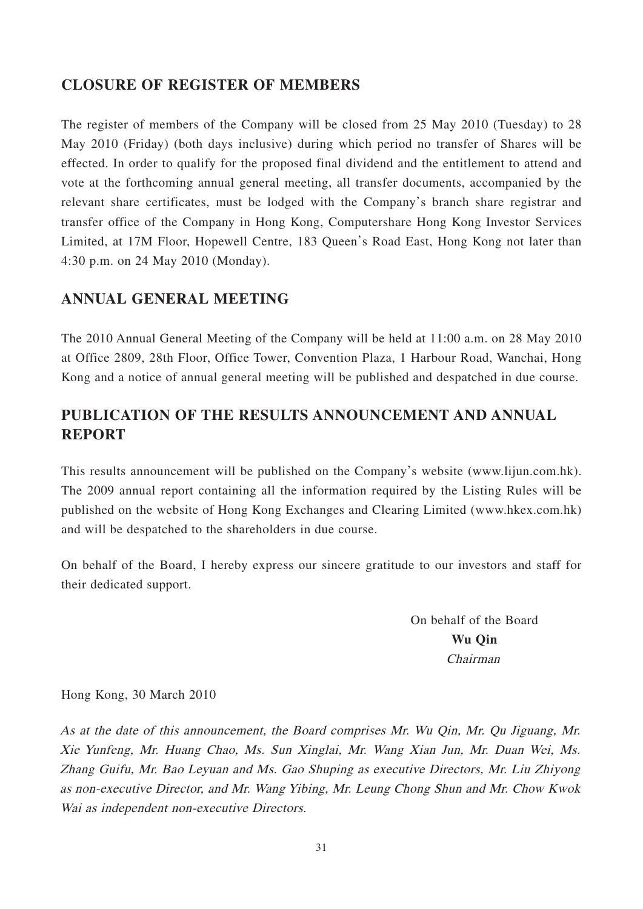## CLOSURE OF REGISTER OF MEMBERS

The register of members of the Company will be closed from 25 May 2010 (Tuesday) to 28 May 2010 (Friday) (both days inclusive) during which period no transfer of Shares will be effected. In order to qualify for the proposed final dividend and the entitlement to attend and vote at the forthcoming annual general meeting, all transfer documents, accompanied by the relevant share certificates, must be lodged with the Company's branch share registrar and transfer office of the Company in Hong Kong, Computershare Hong Kong Investor Services Limited, at 17M Floor, Hopewell Centre, 183 Queen's Road East, Hong Kong not later than 4:30 p.m. on 24 May 2010 (Monday).

## ANNUAL GENERAL MEETING

The 2010 Annual General Meeting of the Company will be held at 11:00 a.m. on 28 May 2010 at Office 2809, 28th Floor, Office Tower, Convention Plaza, 1 Harbour Road, Wanchai, Hong Kong and a notice of annual general meeting will be published and despatched in due course.

## PUBLICATION OF THE RESULTS ANNOUNCEMENT AND ANNUAL REPORT

This results announcement will be published on the Company's website (www.lijun.com.hk). The 2009 annual report containing all the information required by the Listing Rules will be published on the website of Hong Kong Exchanges and Clearing Limited (www.hkex.com.hk) and will be despatched to the shareholders in due course.

On behalf of the Board, I hereby express our sincere gratitude to our investors and staff for their dedicated support.

On behalf of the Board
**Wu Qin**
*Chairman*

Hong Kong, 30 March 2010

*As at the date of this announcement, the Board comprises Mr. Wu Qin, Mr. Qu Jiguang, Mr. Xie Yunfeng, Mr. Huang Chao, Ms. Sun Xinglai, Mr. Wang Xian Jun, Mr. Duan Wei, Ms. Zhang Guifu, Mr. Bao Leyuan and Ms. Gao Shuping as executive Directors, Mr. Liu Zhiyong as non-executive Director, and Mr. Wang Yibing, Mr. Leung Chong Shun and Mr. Chow Kwok Wai as independent non-executive Directors.*